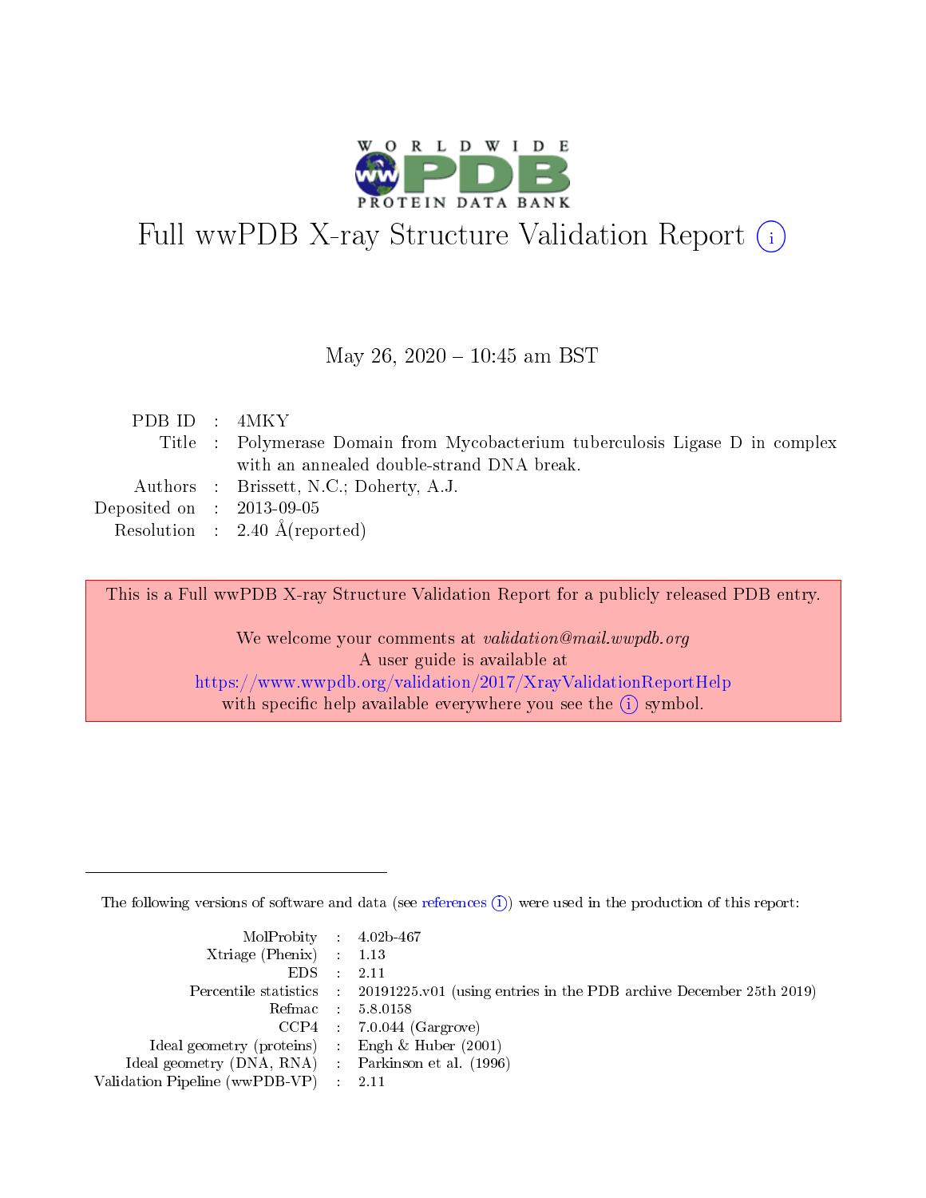# Full wwPDB X-ray Structure Validation Report (i)

May 26, 2020 – 10:45 am BST

| | | |
|---|---|---|
| PDB ID | : | 4MKY |
| Title | : | Polymerase Domain from Mycobacterium tuberculosis Ligase D in complex with an annealed double-strand DNA break. |
| Authors | : | Brissett, N.C.; Doherty, A.J. |
| Deposited on | : | 2013-09-05 |
| Resolution | : | 2.40 Å(reported) |

This is a Full wwPDB X-ray Structure Validation Report for a publicly released PDB entry.

We welcome your comments at *validation@mail.wwpdb.org*
A user guide is available at
https://www.wwpdb.org/validation/2017/XrayValidationReportHelp
with specific help available everywhere you see the (i) symbol.

---

The following versions of software and data (see references (i)) were used in the production of this report:

| | | |
|---|---|---|
| MolProbity | : | 4.02b-467 |
| Xtriage (Phenix) | : | 1.13 |
| EDS | : | 2.11 |
| Percentile statistics | : | 20191225.v01 (using entries in the PDB archive December 25th 2019) |
| Refmac | : | 5.8.0158 |
| CCP4 | : | 7.0.044 (Gargrove) |
| Ideal geometry (proteins) | : | Engh & Huber (2001) |
| Ideal geometry (DNA, RNA) | : | Parkinson et al. (1996) |
| Validation Pipeline (wwPDB-VP) | : | 2.11 |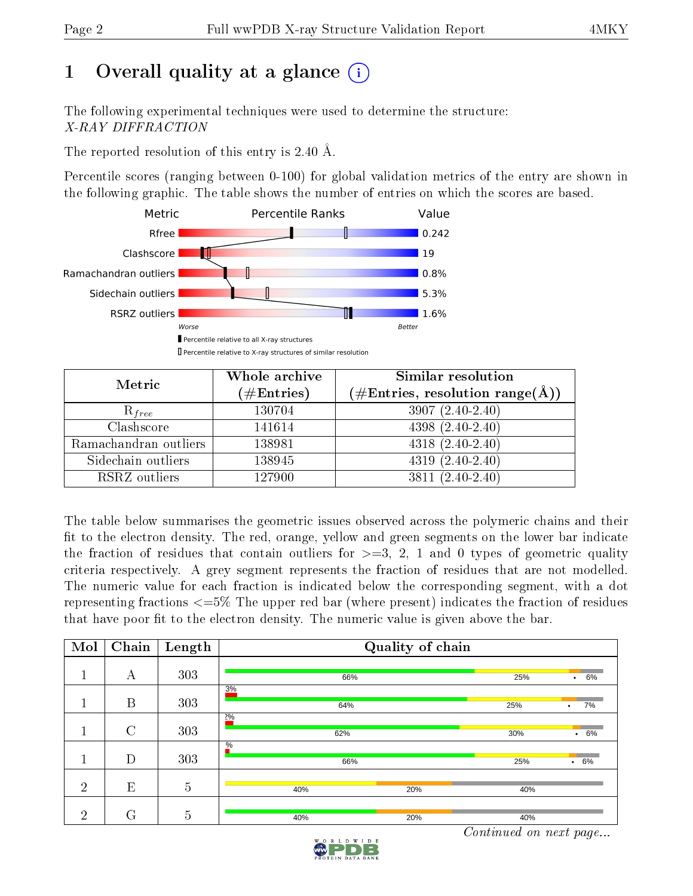# 1 Overall quality at a glance (i)

The following experimental techniques were used to determine the structure:
*X-RAY DIFFRACTION*

The reported resolution of this entry is 2.40 Å.

Percentile scores (ranging between 0-100) for global validation metrics of the entry are shown in the following graphic. The table shows the number of entries on which the scores are based.

| Metric | Value |
|---|---|
| Rfree | 0.242 |
| Clashscore | 19 |
| Ramachandran outliers | 0.8% |
| Sidechain outliers | 5.3% |
| RSRZ outliers | 1.6% |

Worse — Better

▮ Percentile relative to all X-ray structures
▯ Percentile relative to X-ray structures of similar resolution

| Metric | Whole archive (#Entries) | Similar resolution (#Entries, resolution range(Å)) |
|---|---|---|
| $R_{free}$ | 130704 | 3907 (2.40-2.40) |
| Clashscore | 141614 | 4398 (2.40-2.40) |
| Ramachandran outliers | 138981 | 4318 (2.40-2.40) |
| Sidechain outliers | 138945 | 4319 (2.40-2.40) |
| RSRZ outliers | 127900 | 3811 (2.40-2.40) |

The table below summarises the geometric issues observed across the polymeric chains and their fit to the electron density. The red, orange, yellow and green segments on the lower bar indicate the fraction of residues that contain outliers for >=3, 2, 1 and 0 types of geometric quality criteria respectively. A grey segment represents the fraction of residues that are not modelled. The numeric value for each fraction is indicated below the corresponding segment, with a dot representing fractions <=5% The upper red bar (where present) indicates the fraction of residues that have poor fit to the electron density. The numeric value is given above the bar.

| Mol | Chain | Length | Quality of chain |
|---|---|---|---|
| 1 | A | 303 | 66% · 25% · • · 6% |
| 1 | B | 303 | 3% (poor fit) · 64% · 25% · • · 7% |
| 1 | C | 303 | 2% (poor fit) · 62% · 30% · • · 6% |
| 1 | D | 303 | % (poor fit) · 66% · 25% · • · 6% |
| 2 | E | 5 | 40% · 20% · 40% |
| 2 | G | 5 | 40% · 20% · 40% |

*Continued on next page...*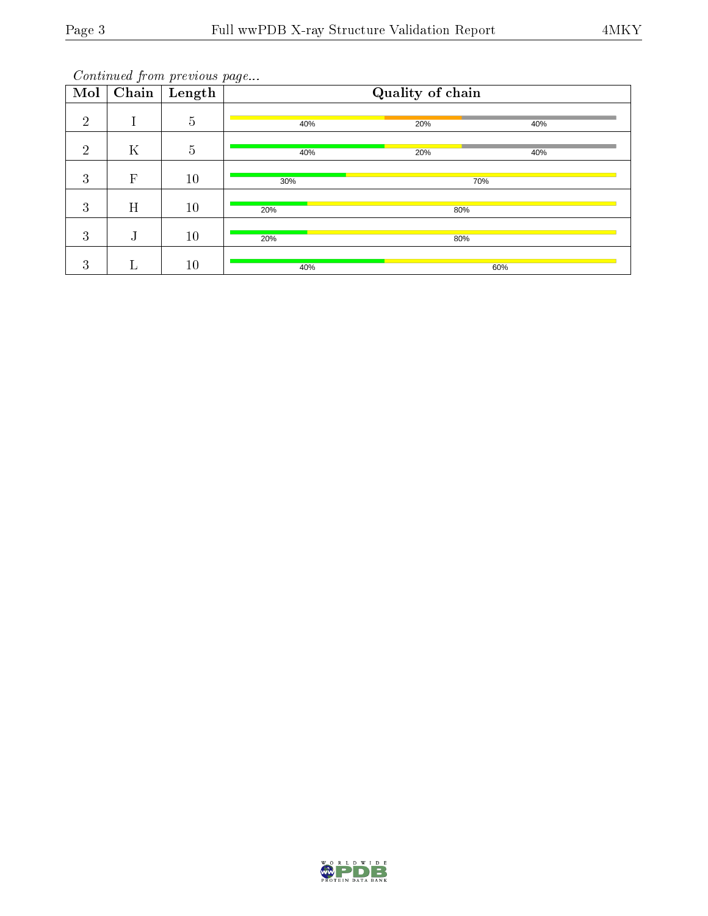*Continued from previous page...*

| Mol | Chain | Length | Quality of chain |
|---|---|---|---|
| 2 | I | 5 | 40% 20% 40% |
| 2 | K | 5 | 40% 20% 40% |
| 3 | F | 10 | 30% 70% |
| 3 | H | 10 | 20% 80% |
| 3 | J | 10 | 20% 80% |
| 3 | L | 10 | 40% 60% |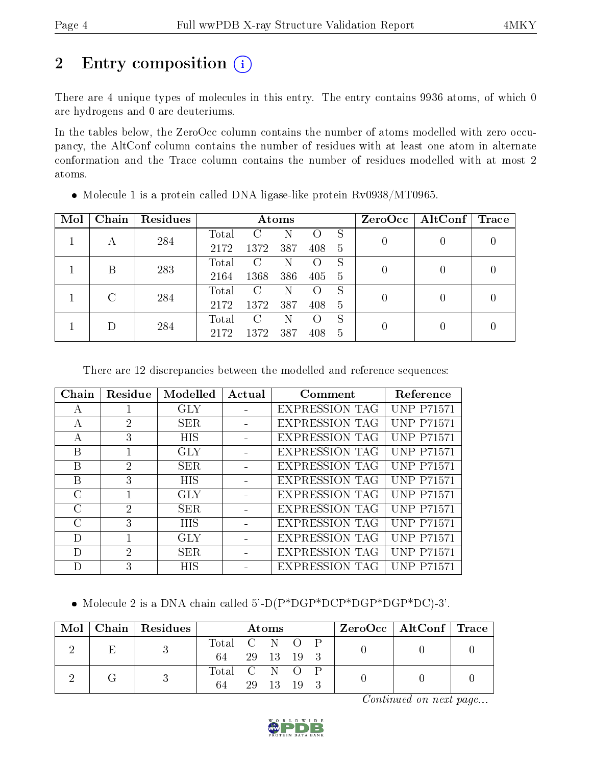# 2 Entry composition

There are 4 unique types of molecules in this entry. The entry contains 9936 atoms, of which 0 are hydrogens and 0 are deuteriums.

In the tables below, the ZeroOcc column contains the number of atoms modelled with zero occupancy, the AltConf column contains the number of residues with at least one atom in alternate conformation and the Trace column contains the number of residues modelled with at most 2 atoms.

- Molecule 1 is a protein called DNA ligase-like protein Rv0938/MT0965.

| Mol | Chain | Residues | Atoms | | | | | ZeroOcc | AltConf | Trace |
|---|---|---|---|---|---|---|---|---|---|---|
| 1 | A | 284 | Total<br>2172 | C<br>1372 | N<br>387 | O<br>408 | S<br>5 | 0 | 0 | 0 |
| 1 | B | 283 | Total<br>2164 | C<br>1368 | N<br>386 | O<br>405 | S<br>5 | 0 | 0 | 0 |
| 1 | C | 284 | Total<br>2172 | C<br>1372 | N<br>387 | O<br>408 | S<br>5 | 0 | 0 | 0 |
| 1 | D | 284 | Total<br>2172 | C<br>1372 | N<br>387 | O<br>408 | S<br>5 | 0 | 0 | 0 |

There are 12 discrepancies between the modelled and reference sequences:

| Chain | Residue | Modelled | Actual | Comment | Reference |
|---|---|---|---|---|---|
| A | 1 | GLY | - | EXPRESSION TAG | UNP P71571 |
| A | 2 | SER | - | EXPRESSION TAG | UNP P71571 |
| A | 3 | HIS | - | EXPRESSION TAG | UNP P71571 |
| B | 1 | GLY | - | EXPRESSION TAG | UNP P71571 |
| B | 2 | SER | - | EXPRESSION TAG | UNP P71571 |
| B | 3 | HIS | - | EXPRESSION TAG | UNP P71571 |
| C | 1 | GLY | - | EXPRESSION TAG | UNP P71571 |
| C | 2 | SER | - | EXPRESSION TAG | UNP P71571 |
| C | 3 | HIS | - | EXPRESSION TAG | UNP P71571 |
| D | 1 | GLY | - | EXPRESSION TAG | UNP P71571 |
| D | 2 | SER | - | EXPRESSION TAG | UNP P71571 |
| D | 3 | HIS | - | EXPRESSION TAG | UNP P71571 |

- Molecule 2 is a DNA chain called 5'-D(P*DGP*DCP*DGP*DGP*DC)-3'.

| Mol | Chain | Residues | Atoms | | | | | ZeroOcc | AltConf | Trace |
|---|---|---|---|---|---|---|---|---|---|---|
| 2 | E | 3 | Total<br>64 | C<br>29 | N<br>13 | O<br>19 | P<br>3 | 0 | 0 | 0 |
| 2 | G | 3 | Total<br>64 | C<br>29 | N<br>13 | O<br>19 | P<br>3 | 0 | 0 | 0 |

*Continued on next page...*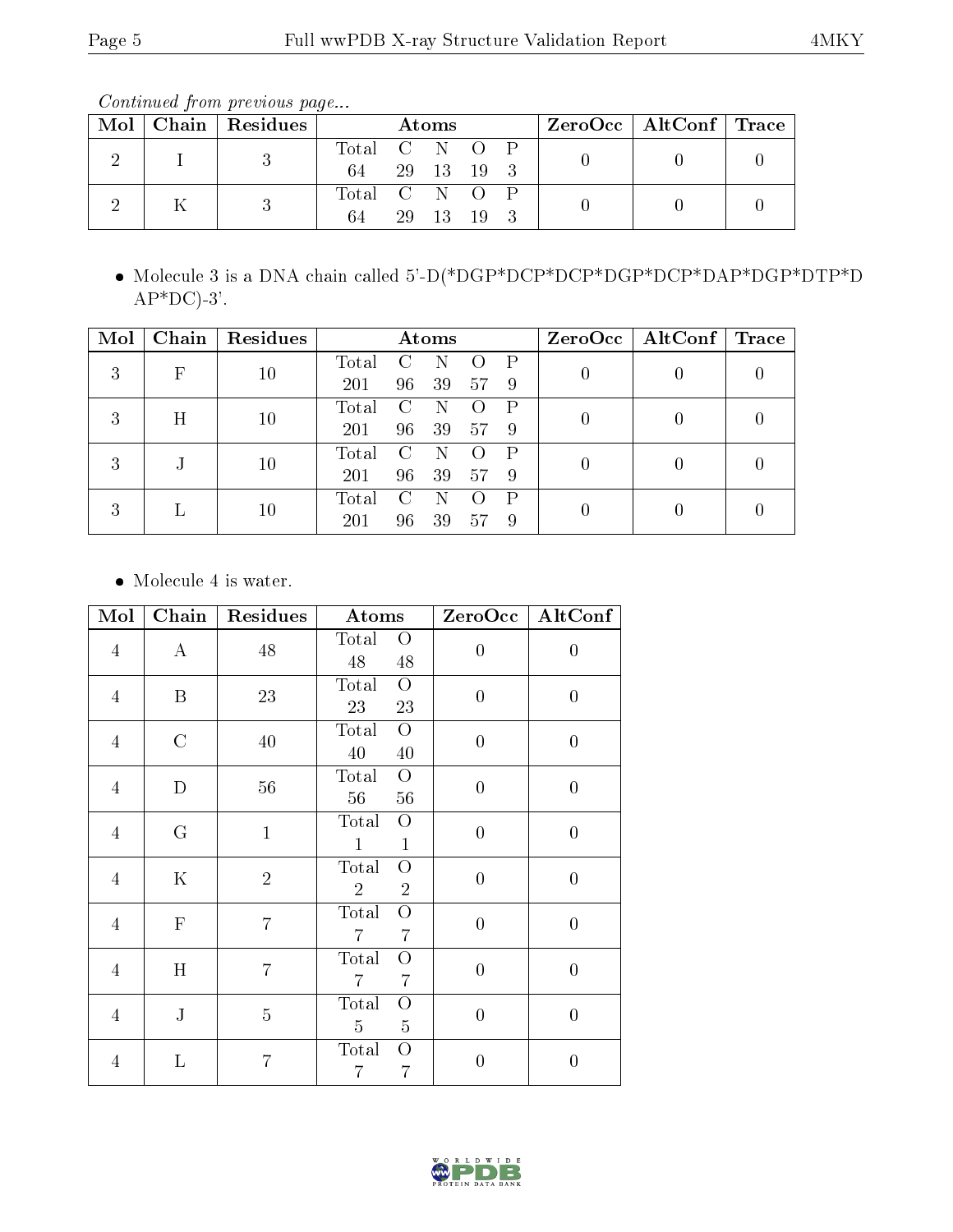*Continued from previous page...*

| Mol | Chain | Residues | Atoms | | | | | ZeroOcc | AltConf | Trace |
|---|---|---|---|---|---|---|---|---|---|---|
| 2 | I | 3 | Total<br>64 | C<br>29 | N<br>13 | O<br>19 | P<br>3 | 0 | 0 | 0 |
| 2 | K | 3 | Total<br>64 | C<br>29 | N<br>13 | O<br>19 | P<br>3 | 0 | 0 | 0 |

- Molecule 3 is a DNA chain called 5'-D(*DGP*DCP*DCP*DGP*DCP*DAP*DGP*DTP*DAP*DC)-3'.

| Mol | Chain | Residues | Atoms | | | | | ZeroOcc | AltConf | Trace |
|---|---|---|---|---|---|---|---|---|---|---|
| 3 | F | 10 | Total<br>201 | C<br>96 | N<br>39 | O<br>57 | P<br>9 | 0 | 0 | 0 |
| 3 | H | 10 | Total<br>201 | C<br>96 | N<br>39 | O<br>57 | P<br>9 | 0 | 0 | 0 |
| 3 | J | 10 | Total<br>201 | C<br>96 | N<br>39 | O<br>57 | P<br>9 | 0 | 0 | 0 |
| 3 | L | 10 | Total<br>201 | C<br>96 | N<br>39 | O<br>57 | P<br>9 | 0 | 0 | 0 |

- Molecule 4 is water.

| Mol | Chain | Residues | Atoms | | ZeroOcc | AltConf |
|---|---|---|---|---|---|---|
| 4 | A | 48 | Total<br>48 | O<br>48 | 0 | 0 |
| 4 | B | 23 | Total<br>23 | O<br>23 | 0 | 0 |
| 4 | C | 40 | Total<br>40 | O<br>40 | 0 | 0 |
| 4 | D | 56 | Total<br>56 | O<br>56 | 0 | 0 |
| 4 | G | 1 | Total<br>1 | O<br>1 | 0 | 0 |
| 4 | K | 2 | Total<br>2 | O<br>2 | 0 | 0 |
| 4 | F | 7 | Total<br>7 | O<br>7 | 0 | 0 |
| 4 | H | 7 | Total<br>7 | O<br>7 | 0 | 0 |
| 4 | J | 5 | Total<br>5 | O<br>5 | 0 | 0 |
| 4 | L | 7 | Total<br>7 | O<br>7 | 0 | 0 |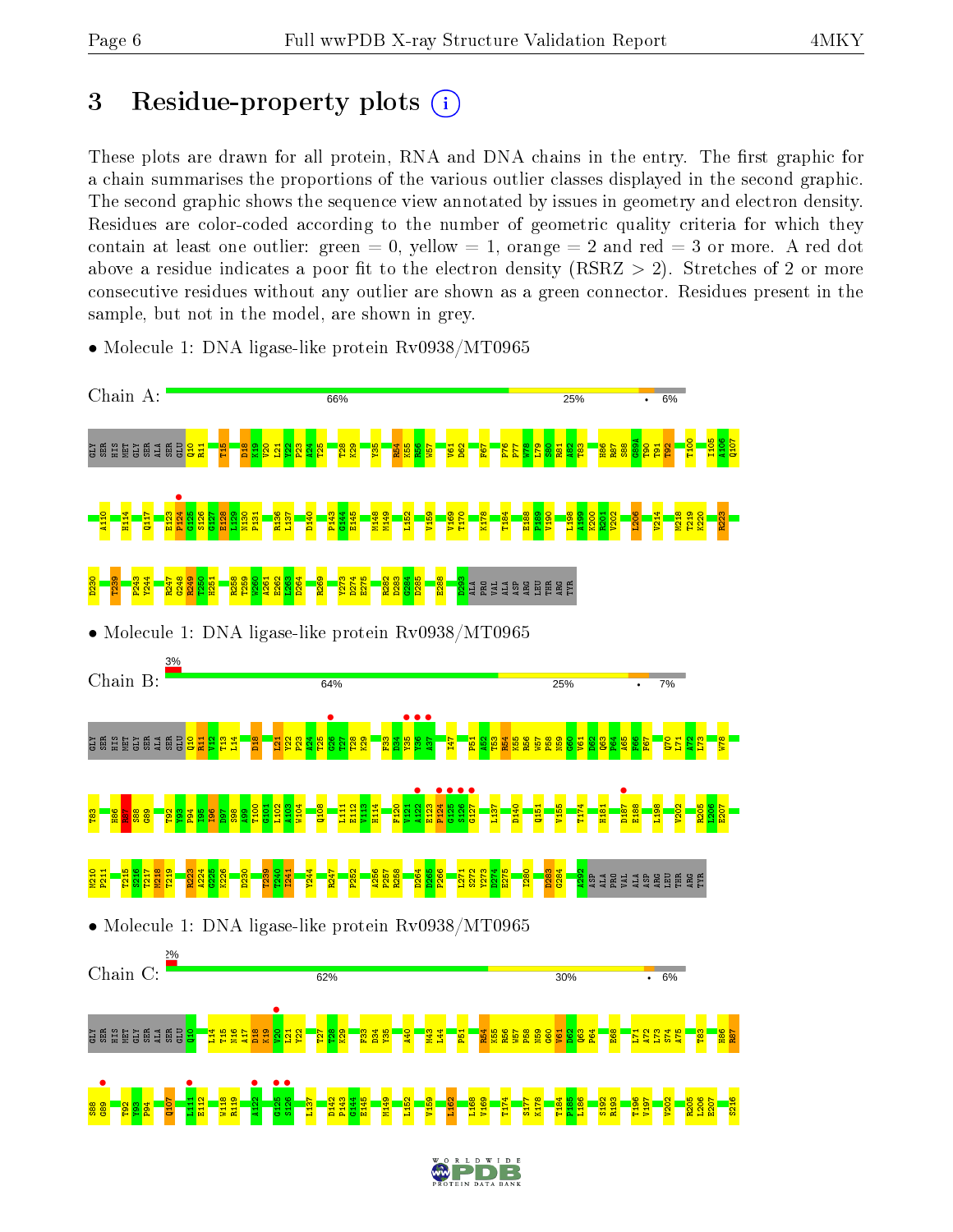## 3 Residue-property plots

These plots are drawn for all protein, RNA and DNA chains in the entry. The first graphic for a chain summarises the proportions of the various outlier classes displayed in the second graphic. The second graphic shows the sequence view annotated by issues in geometry and electron density. Residues are color-coded according to the number of geometric quality criteria for which they contain at least one outlier: green = 0, yellow = 1, orange = 2 and red = 3 or more. A red dot above a residue indicates a poor fit to the electron density (RSRZ > 2). Stretches of 2 or more consecutive residues without any outlier are shown as a green connector. Residues present in the sample, but not in the model, are shown in grey.

- Molecule 1: DNA ligase-like protein Rv0938/MT0965

Chain A: 66% | 25% | • | 6%

- Molecule 1: DNA ligase-like protein Rv0938/MT0965

Chain B: 3% | 64% | 25% | • | 7%

- Molecule 1: DNA ligase-like protein Rv0938/MT0965

Chain C: 2% | 62% | 30% | • | 6%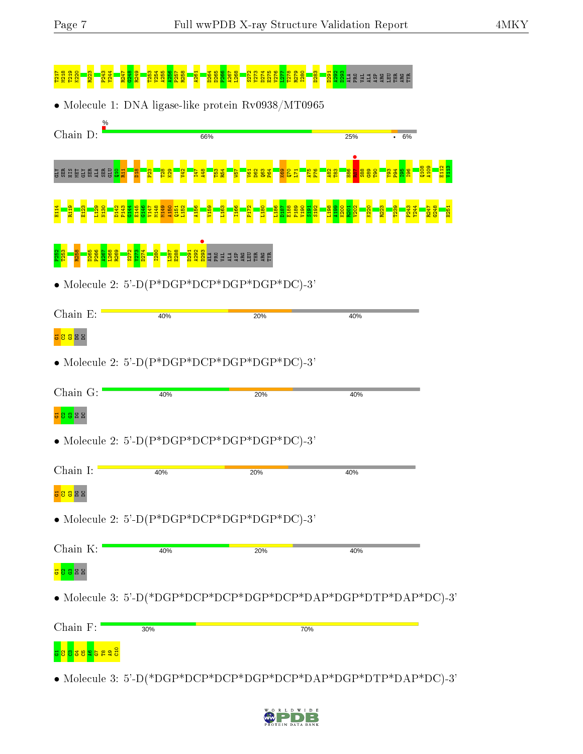T217 M218 T219 K220 R223 P243 Y244 R247 G248 R249 T253 V254 A255 A256 P257 R258 A261 D264 D265 P266 A267 L268 S272 Y273 D274 E275 V276 L277 T278 R279 I280 D283 D291 A292 D293 ALA PRO VAL ALA ASP ARG LEU THR ARG TYR

• Molecule 1: DNA ligase-like protein Rv0938/MT0965

Chain D: % 66% 25% • 6%

GLY SER HIS MET GLY SER ALA SER GLU Q10 R11 D18 P23 T28 K29 V42 I47 A48 T53 R54 W57 V61 D62 Q63 P64 K69 Q70 L71 A75 P76 A82 T83 H86 R87 S88 G89 T90 Y93 P94 I95 I96 Q108 A109 E112 V113

H114 R119 E123 L129 N130 D142 P143 G144 E145 G146 V147 M148 M149 A150 Q151 L152 A156 V159 L163 I166 P172 L180 L186 D187 E188 P189 V190 S191 S192 I198 A199 K200 R201 V202 K220 R223 T239 P243 Y244 R247 G248 H251

P252 T253 R258 D265 P266 A267 L268 R269 S272 Y273 D274 I280 L287 E288 D291 A292 D293 ALA PRO VAL ALA ASP ARG LEU THR ARG TYR

• Molecule 2: 5'-D(P*DGP*DCP*DGP*DGP*DC)-3'

Chain E: 40% 20% 40%

G1 C2 G3 DG DC

• Molecule 2: 5'-D(P*DGP*DCP*DGP*DGP*DC)-3'

Chain G: 40% 20% 40%

G1 C2 G3 DG DC

• Molecule 2: 5'-D(P*DGP*DCP*DGP*DGP*DC)-3'

Chain I: 40% 20% 40%

G1 C2 G3 DG DC

• Molecule 2: 5'-D(P*DGP*DCP*DGP*DGP*DC)-3'

Chain K: 40% 20% 40%

G1 C2 G3 DG DC

• Molecule 3: 5'-D(*DGP*DCP*DCP*DGP*DCP*DAP*DGP*DTP*DAP*DC)-3'

Chain F: 30% 70%

G1 C2 C3 G4 C5 A6 G7 T8 A9 C10

• Molecule 3: 5'-D(*DGP*DCP*DCP*DGP*DCP*DAP*DGP*DTP*DAP*DC)-3'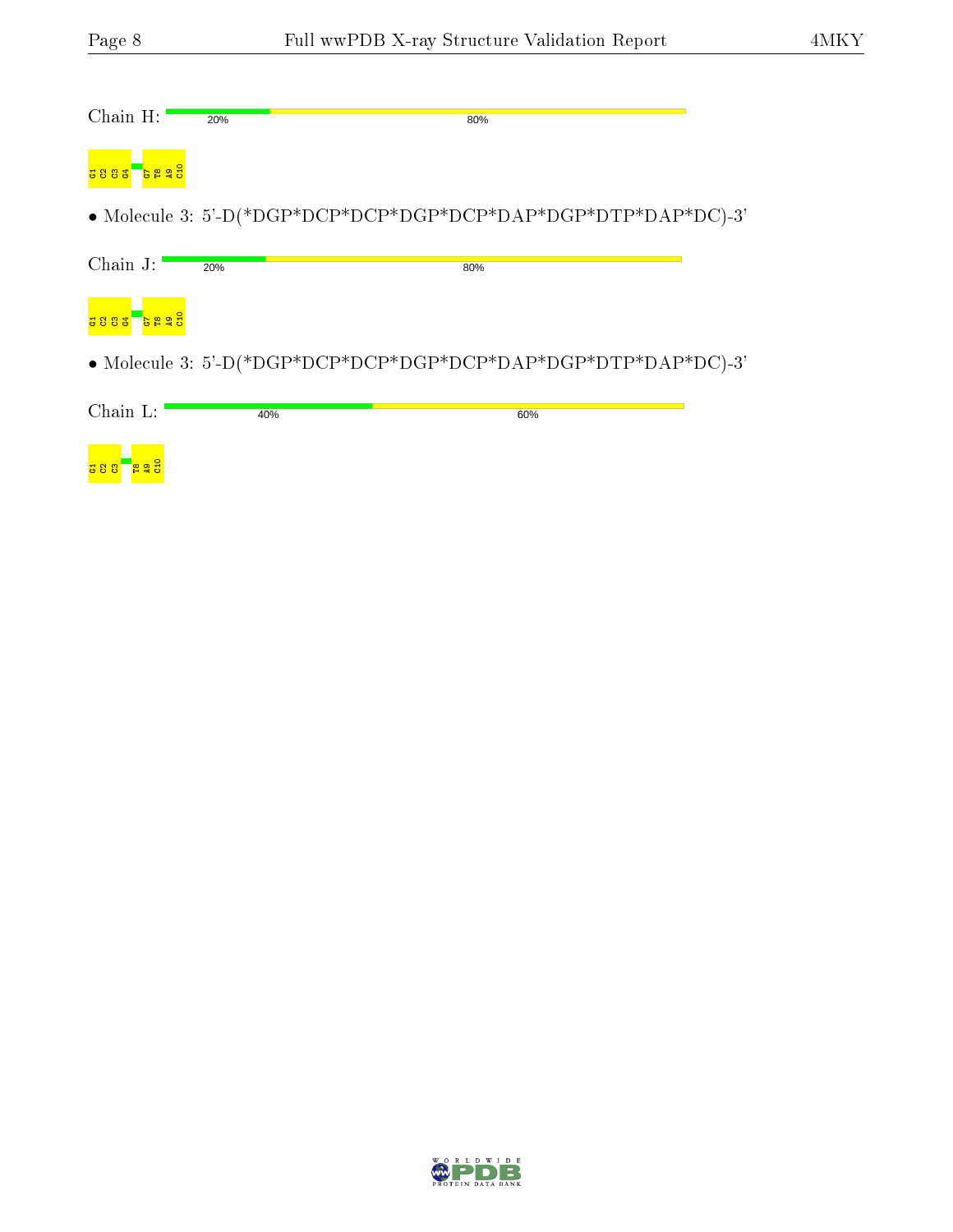Chain H: 20% 80%

G1 C2 C3 G4 G7 T8 A9 C10

• Molecule 3: 5'-D(*DGP*DCP*DCP*DGP*DCP*DAP*DGP*DTP*DAP*DC)-3'

Chain J: 20% 80%

G1 C2 C3 G4 G7 T8 A9 C10

• Molecule 3: 5'-D(*DGP*DCP*DCP*DGP*DCP*DAP*DGP*DTP*DAP*DC)-3'

Chain L: 40% 60%

G1 C2 C3 T8 A9 C10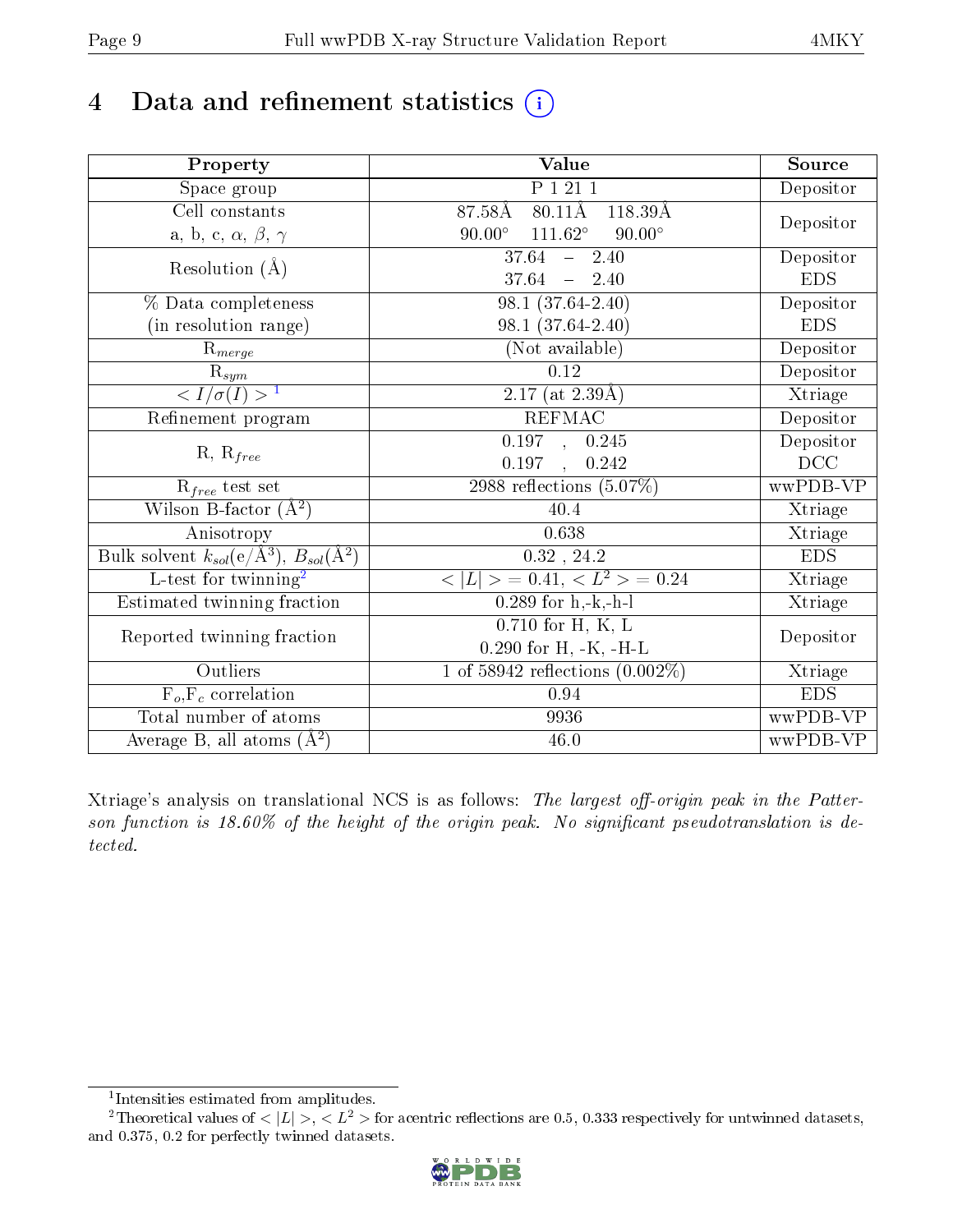# 4 Data and refinement statistics (i)

| Property | Value | Source |
|---|---|---|
| Space group | P 1 21 1 | Depositor |
| Cell constants<br>a, b, c, $\alpha$, $\beta$, $\gamma$ | 87.58Å 80.11Å 118.39Å<br>90.00° 111.62° 90.00° | Depositor |
| Resolution (Å) | 37.64 – 2.40<br>37.64 – 2.40 | Depositor<br>EDS |
| % Data completeness<br>(in resolution range) | 98.1 (37.64-2.40)<br>98.1 (37.64-2.40) | Depositor<br>EDS |
| $R_{merge}$ | (Not available) | Depositor |
| $R_{sym}$ | 0.12 | Depositor |
| $< I/\sigma(I) >$ [1] | 2.17 (at 2.39Å) | Xtriage |
| Refinement program | REFMAC | Depositor |
| R, $R_{free}$ | 0.197 , 0.245<br>0.197 , 0.242 | Depositor<br>DCC |
| $R_{free}$ test set | 2988 reflections (5.07%) | wwPDB-VP |
| Wilson B-factor (Å$^2$) | 40.4 | Xtriage |
| Anisotropy | 0.638 | Xtriage |
| Bulk solvent $k_{sol}$(e/Å$^3$), $B_{sol}$(Å$^2$) | 0.32 , 24.2 | EDS |
| L-test for twinning[2] | $< \|L\| >$ = 0.41, $< L^2 >$ = 0.24 | Xtriage |
| Estimated twinning fraction | 0.289 for h,-k,-h-l | Xtriage |
| Reported twinning fraction | 0.710 for H, K, L<br>0.290 for H, -K, -H-L | Depositor |
| Outliers | 1 of 58942 reflections (0.002%) | Xtriage |
| $F_o$,$F_c$ correlation | 0.94 | EDS |
| Total number of atoms | 9936 | wwPDB-VP |
| Average B, all atoms (Å$^2$) | 46.0 | wwPDB-VP |

Xtriage's analysis on translational NCS is as follows: *The largest off-origin peak in the Patterson function is 18.60% of the height of the origin peak. No significant pseudotranslation is detected.*

[1] Intensities estimated from amplitudes.

[2] Theoretical values of $< |L| >$, $< L^2 >$ for acentric reflections are 0.5, 0.333 respectively for untwinned datasets, and 0.375, 0.2 for perfectly twinned datasets.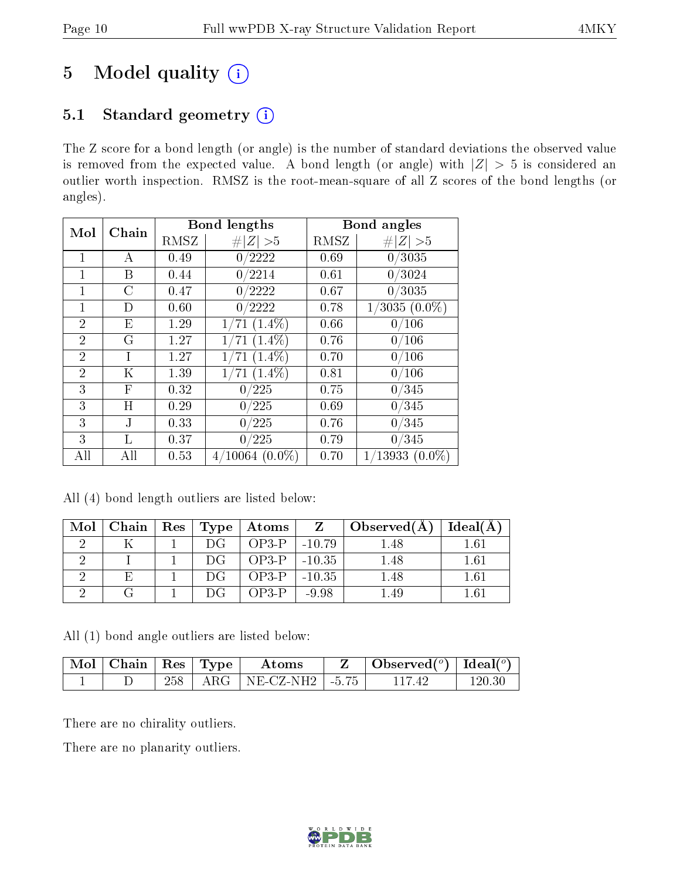# 5 Model quality

## 5.1 Standard geometry

The Z score for a bond length (or angle) is the number of standard deviations the observed value is removed from the expected value. A bond length (or angle) with $|Z| > 5$ is considered an outlier worth inspection. RMSZ is the root-mean-square of all Z scores of the bond lengths (or angles).

| Mol | Chain | Bond lengths | | Bond angles | |
|---|---|---|---|---|---|
| | | RMSZ | #\|Z\| >5 | RMSZ | #\|Z\| >5 |
| 1 | A | 0.49 | 0/2222 | 0.69 | 0/3035 |
| 1 | B | 0.44 | 0/2214 | 0.61 | 0/3024 |
| 1 | C | 0.47 | 0/2222 | 0.67 | 0/3035 |
| 1 | D | 0.60 | 0/2222 | 0.78 | 1/3035 (0.0%) |
| 2 | E | 1.29 | 1/71 (1.4%) | 0.66 | 0/106 |
| 2 | G | 1.27 | 1/71 (1.4%) | 0.76 | 0/106 |
| 2 | I | 1.27 | 1/71 (1.4%) | 0.70 | 0/106 |
| 2 | K | 1.39 | 1/71 (1.4%) | 0.81 | 0/106 |
| 3 | F | 0.32 | 0/225 | 0.75 | 0/345 |
| 3 | H | 0.29 | 0/225 | 0.69 | 0/345 |
| 3 | J | 0.33 | 0/225 | 0.76 | 0/345 |
| 3 | L | 0.37 | 0/225 | 0.79 | 0/345 |
| All | All | 0.53 | 4/10064 (0.0%) | 0.70 | 1/13933 (0.0%) |

All (4) bond length outliers are listed below:

| Mol | Chain | Res | Type | Atoms | Z | Observed(Å) | Ideal(Å) |
|---|---|---|---|---|---|---|---|
| 2 | K | 1 | DG | OP3-P | -10.79 | 1.48 | 1.61 |
| 2 | I | 1 | DG | OP3-P | -10.35 | 1.48 | 1.61 |
| 2 | E | 1 | DG | OP3-P | -10.35 | 1.48 | 1.61 |
| 2 | G | 1 | DG | OP3-P | -9.98 | 1.49 | 1.61 |

All (1) bond angle outliers are listed below:

| Mol | Chain | Res | Type | Atoms | Z | Observed(°) | Ideal(°) |
|---|---|---|---|---|---|---|---|
| 1 | D | 258 | ARG | NE-CZ-NH2 | -5.75 | 117.42 | 120.30 |

There are no chirality outliers.

There are no planarity outliers.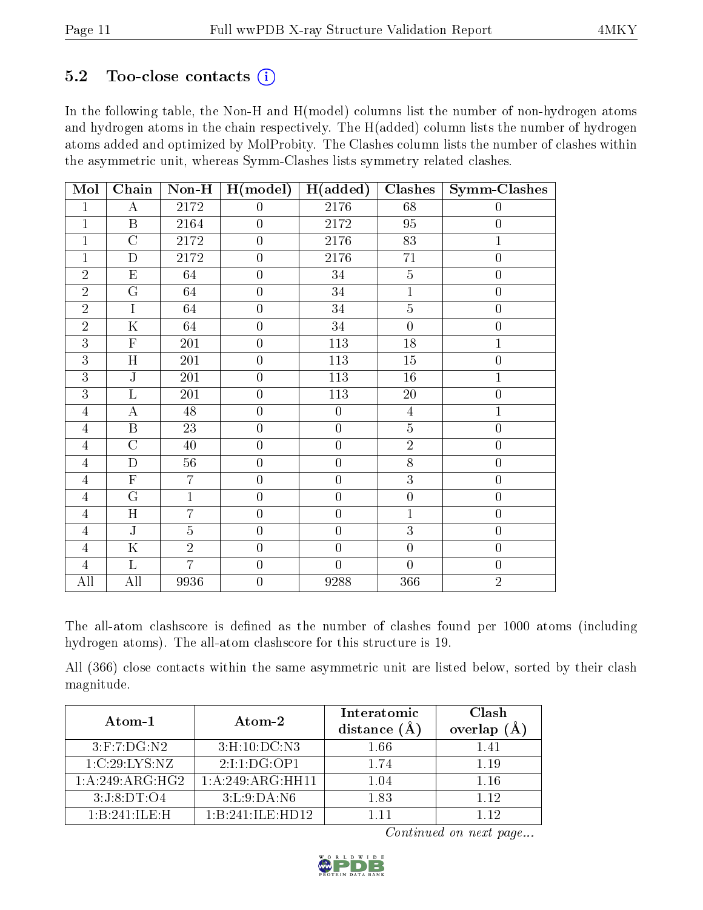## 5.2 Too-close contacts (i)

In the following table, the Non-H and H(model) columns list the number of non-hydrogen atoms and hydrogen atoms in the chain respectively. The H(added) column lists the number of hydrogen atoms added and optimized by MolProbity. The Clashes column lists the number of clashes within the asymmetric unit, whereas Symm-Clashes lists symmetry related clashes.

| Mol | Chain | Non-H | H(model) | H(added) | Clashes | Symm-Clashes |
|---|---|---|---|---|---|---|
| 1 | A | 2172 | 0 | 2176 | 68 | 0 |
| 1 | B | 2164 | 0 | 2172 | 95 | 0 |
| 1 | C | 2172 | 0 | 2176 | 83 | 1 |
| 1 | D | 2172 | 0 | 2176 | 71 | 0 |
| 2 | E | 64 | 0 | 34 | 5 | 0 |
| 2 | G | 64 | 0 | 34 | 1 | 0 |
| 2 | I | 64 | 0 | 34 | 5 | 0 |
| 2 | K | 64 | 0 | 34 | 0 | 0 |
| 3 | F | 201 | 0 | 113 | 18 | 1 |
| 3 | H | 201 | 0 | 113 | 15 | 0 |
| 3 | J | 201 | 0 | 113 | 16 | 1 |
| 3 | L | 201 | 0 | 113 | 20 | 0 |
| 4 | A | 48 | 0 | 0 | 4 | 1 |
| 4 | B | 23 | 0 | 0 | 5 | 0 |
| 4 | C | 40 | 0 | 0 | 2 | 0 |
| 4 | D | 56 | 0 | 0 | 8 | 0 |
| 4 | F | 7 | 0 | 0 | 3 | 0 |
| 4 | G | 1 | 0 | 0 | 0 | 0 |
| 4 | H | 7 | 0 | 0 | 1 | 0 |
| 4 | J | 5 | 0 | 0 | 3 | 0 |
| 4 | K | 2 | 0 | 0 | 0 | 0 |
| 4 | L | 7 | 0 | 0 | 0 | 0 |
| All | All | 9936 | 0 | 9288 | 366 | 2 |

The all-atom clashscore is defined as the number of clashes found per 1000 atoms (including hydrogen atoms). The all-atom clashscore for this structure is 19.

All (366) close contacts within the same asymmetric unit are listed below, sorted by their clash magnitude.

| Atom-1 | Atom-2 | Interatomic distance (Å) | Clash overlap (Å) |
|---|---|---|---|
| 3:F:7:DG:N2 | 3:H:10:DC:N3 | 1.66 | 1.41 |
| 1:C:29:LYS:NZ | 2:I:1:DG:OP1 | 1.74 | 1.19 |
| 1:A:249:ARG:HG2 | 1:A:249:ARG:HH11 | 1.04 | 1.16 |
| 3:J:8:DT:O4 | 3:L:9:DA:N6 | 1.83 | 1.12 |
| 1:B:241:ILE:H | 1:B:241:ILE:HD12 | 1.11 | 1.12 |

*Continued on next page...*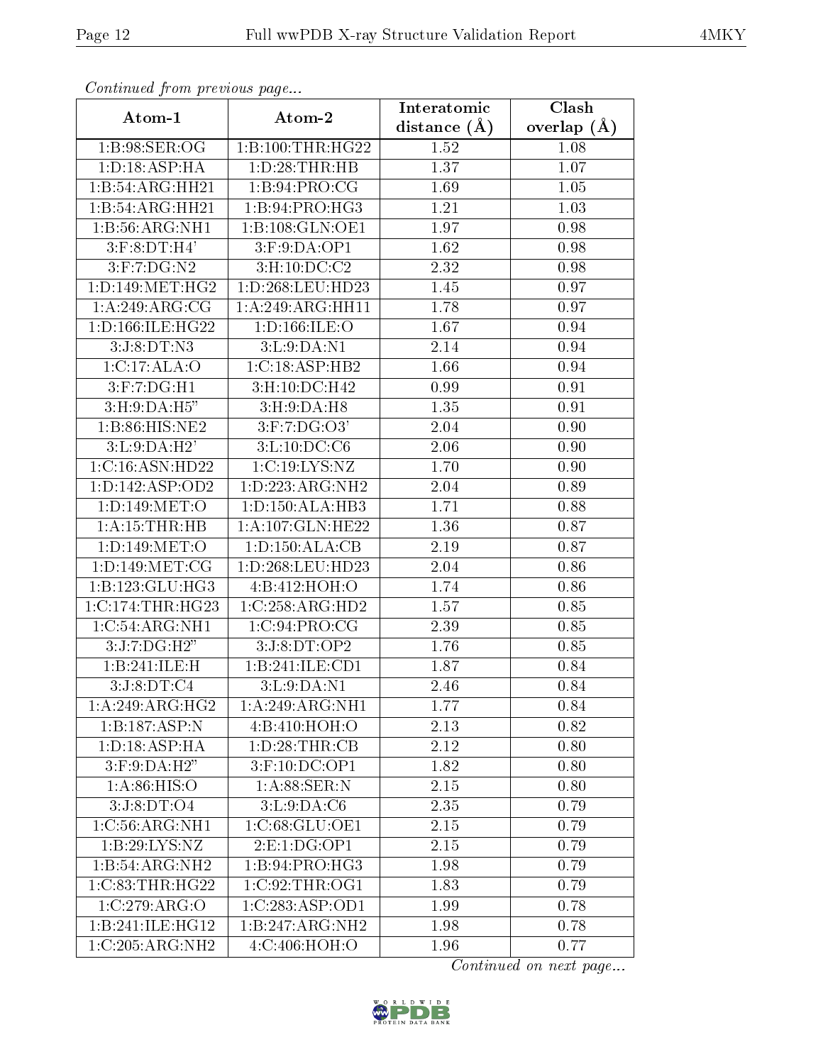*Continued from previous page...*

| Atom-1 | Atom-2 | Interatomic distance (Å) | Clash overlap (Å) |
| --- | --- | --- | --- |
| 1:B:98:SER:OG | 1:B:100:THR:HG22 | 1.52 | 1.08 |
| 1:D:18:ASP:HA | 1:D:28:THR:HB | 1.37 | 1.07 |
| 1:B:54:ARG:HH21 | 1:B:94:PRO:CG | 1.69 | 1.05 |
| 1:B:54:ARG:HH21 | 1:B:94:PRO:HG3 | 1.21 | 1.03 |
| 1:B:56:ARG:NH1 | 1:B:108:GLN:OE1 | 1.97 | 0.98 |
| 3:F:8:DT:H4' | 3:F:9:DA:OP1 | 1.62 | 0.98 |
| 3:F:7:DG:N2 | 3:H:10:DC:C2 | 2.32 | 0.98 |
| 1:D:149:MET:HG2 | 1:D:268:LEU:HD23 | 1.45 | 0.97 |
| 1:A:249:ARG:CG | 1:A:249:ARG:HH11 | 1.78 | 0.97 |
| 1:D:166:ILE:HG22 | 1:D:166:ILE:O | 1.67 | 0.94 |
| 3:J:8:DT:N3 | 3:L:9:DA:N1 | 2.14 | 0.94 |
| 1:C:17:ALA:O | 1:C:18:ASP:HB2 | 1.66 | 0.94 |
| 3:F:7:DG:H1 | 3:H:10:DC:H42 | 0.99 | 0.91 |
| 3:H:9:DA:H5" | 3:H:9:DA:H8 | 1.35 | 0.91 |
| 1:B:86:HIS:NE2 | 3:F:7:DG:O3' | 2.04 | 0.90 |
| 3:L:9:DA:H2' | 3:L:10:DC:C6 | 2.06 | 0.90 |
| 1:C:16:ASN:HD22 | 1:C:19:LYS:NZ | 1.70 | 0.90 |
| 1:D:142:ASP:OD2 | 1:D:223:ARG:NH2 | 2.04 | 0.89 |
| 1:D:149:MET:O | 1:D:150:ALA:HB3 | 1.71 | 0.88 |
| 1:A:15:THR:HB | 1:A:107:GLN:HE22 | 1.36 | 0.87 |
| 1:D:149:MET:O | 1:D:150:ALA:CB | 2.19 | 0.87 |
| 1:D:149:MET:CG | 1:D:268:LEU:HD23 | 2.04 | 0.86 |
| 1:B:123:GLU:HG3 | 4:B:412:HOH:O | 1.74 | 0.86 |
| 1:C:174:THR:HG23 | 1:C:258:ARG:HD2 | 1.57 | 0.85 |
| 1:C:54:ARG:NH1 | 1:C:94:PRO:CG | 2.39 | 0.85 |
| 3:J:7:DG:H2" | 3:J:8:DT:OP2 | 1.76 | 0.85 |
| 1:B:241:ILE:H | 1:B:241:ILE:CD1 | 1.87 | 0.84 |
| 3:J:8:DT:C4 | 3:L:9:DA:N1 | 2.46 | 0.84 |
| 1:A:249:ARG:HG2 | 1:A:249:ARG:NH1 | 1.77 | 0.84 |
| 1:B:187:ASP:N | 4:B:410:HOH:O | 2.13 | 0.82 |
| 1:D:18:ASP:HA | 1:D:28:THR:CB | 2.12 | 0.80 |
| 3:F:9:DA:H2" | 3:F:10:DC:OP1 | 1.82 | 0.80 |
| 1:A:86:HIS:O | 1:A:88:SER:N | 2.15 | 0.80 |
| 3:J:8:DT:O4 | 3:L:9:DA:C6 | 2.35 | 0.79 |
| 1:C:56:ARG:NH1 | 1:C:68:GLU:OE1 | 2.15 | 0.79 |
| 1:B:29:LYS:NZ | 2:E:1:DG:OP1 | 2.15 | 0.79 |
| 1:B:54:ARG:NH2 | 1:B:94:PRO:HG3 | 1.98 | 0.79 |
| 1:C:83:THR:HG22 | 1:C:92:THR:OG1 | 1.83 | 0.79 |
| 1:C:279:ARG:O | 1:C:283:ASP:OD1 | 1.99 | 0.78 |
| 1:B:241:ILE:HG12 | 1:B:247:ARG:NH2 | 1.98 | 0.78 |
| 1:C:205:ARG:NH2 | 4:C:406:HOH:O | 1.96 | 0.77 |

*Continued on next page...*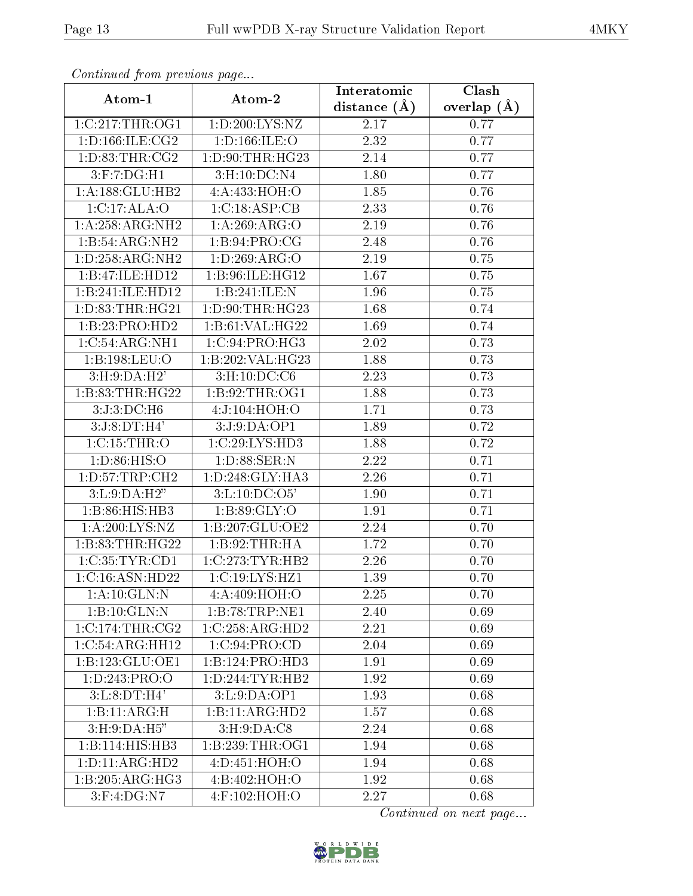*Continued from previous page...*

| Atom-1 | Atom-2 | Interatomic distance (Å) | Clash overlap (Å) |
|---|---|---|---|
| 1:C:217:THR:OG1 | 1:D:200:LYS:NZ | 2.17 | 0.77 |
| 1:D:166:ILE:CG2 | 1:D:166:ILE:O | 2.32 | 0.77 |
| 1:D:83:THR:CG2 | 1:D:90:THR:HG23 | 2.14 | 0.77 |
| 3:F:7:DG:H1 | 3:H:10:DC:N4 | 1.80 | 0.77 |
| 1:A:188:GLU:HB2 | 4:A:433:HOH:O | 1.85 | 0.76 |
| 1:C:17:ALA:O | 1:C:18:ASP:CB | 2.33 | 0.76 |
| 1:A:258:ARG:NH2 | 1:A:269:ARG:O | 2.19 | 0.76 |
| 1:B:54:ARG:NH2 | 1:B:94:PRO:CG | 2.48 | 0.76 |
| 1:D:258:ARG:NH2 | 1:D:269:ARG:O | 2.19 | 0.75 |
| 1:B:47:ILE:HD12 | 1:B:96:ILE:HG12 | 1.67 | 0.75 |
| 1:B:241:ILE:HD12 | 1:B:241:ILE:N | 1.96 | 0.75 |
| 1:D:83:THR:HG21 | 1:D:90:THR:HG23 | 1.68 | 0.74 |
| 1:B:23:PRO:HD2 | 1:B:61:VAL:HG22 | 1.69 | 0.74 |
| 1:C:54:ARG:NH1 | 1:C:94:PRO:HG3 | 2.02 | 0.73 |
| 1:B:198:LEU:O | 1:B:202:VAL:HG23 | 1.88 | 0.73 |
| 3:H:9:DA:H2' | 3:H:10:DC:C6 | 2.23 | 0.73 |
| 1:B:83:THR:HG22 | 1:B:92:THR:OG1 | 1.88 | 0.73 |
| 3:J:3:DC:H6 | 4:J:104:HOH:O | 1.71 | 0.73 |
| 3:J:8:DT:H4' | 3:J:9:DA:OP1 | 1.89 | 0.72 |
| 1:C:15:THR:O | 1:C:29:LYS:HD3 | 1.88 | 0.72 |
| 1:D:86:HIS:O | 1:D:88:SER:N | 2.22 | 0.71 |
| 1:D:57:TRP:CH2 | 1:D:248:GLY:HA3 | 2.26 | 0.71 |
| 3:L:9:DA:H2" | 3:L:10:DC:O5' | 1.90 | 0.71 |
| 1:B:86:HIS:HB3 | 1:B:89:GLY:O | 1.91 | 0.71 |
| 1:A:200:LYS:NZ | 1:B:207:GLU:OE2 | 2.24 | 0.70 |
| 1:B:83:THR:HG22 | 1:B:92:THR:HA | 1.72 | 0.70 |
| 1:C:35:TYR:CD1 | 1:C:273:TYR:HB2 | 2.26 | 0.70 |
| 1:C:16:ASN:HD22 | 1:C:19:LYS:HZ1 | 1.39 | 0.70 |
| 1:A:10:GLN:N | 4:A:409:HOH:O | 2.25 | 0.70 |
| 1:B:10:GLN:N | 1:B:78:TRP:NE1 | 2.40 | 0.69 |
| 1:C:174:THR:CG2 | 1:C:258:ARG:HD2 | 2.21 | 0.69 |
| 1:C:54:ARG:HH12 | 1:C:94:PRO:CD | 2.04 | 0.69 |
| 1:B:123:GLU:OE1 | 1:B:124:PRO:HD3 | 1.91 | 0.69 |
| 1:D:243:PRO:O | 1:D:244:TYR:HB2 | 1.92 | 0.69 |
| 3:L:8:DT:H4' | 3:L:9:DA:OP1 | 1.93 | 0.68 |
| 1:B:11:ARG:H | 1:B:11:ARG:HD2 | 1.57 | 0.68 |
| 3:H:9:DA:H5" | 3:H:9:DA:C8 | 2.24 | 0.68 |
| 1:B:114:HIS:HB3 | 1:B:239:THR:OG1 | 1.94 | 0.68 |
| 1:D:11:ARG:HD2 | 4:D:451:HOH:O | 1.94 | 0.68 |
| 1:B:205:ARG:HG3 | 4:B:402:HOH:O | 1.92 | 0.68 |
| 3:F:4:DG:N7 | 4:F:102:HOH:O | 2.27 | 0.68 |

*Continued on next page...*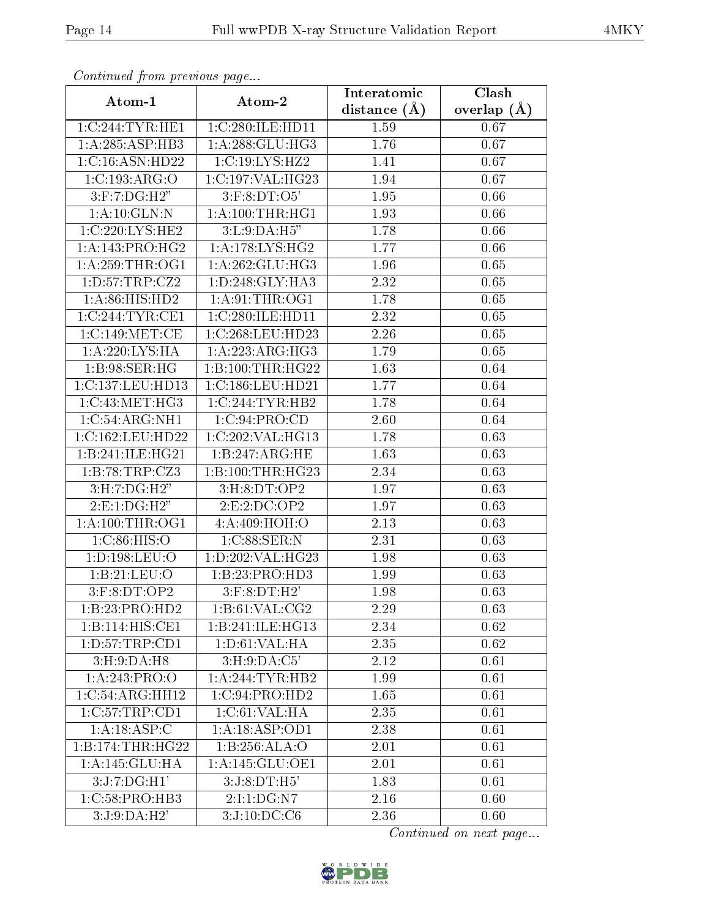*Continued from previous page...*

| Atom-1 | Atom-2 | Interatomic distance (Å) | Clash overlap (Å) |
|---|---|---|---|
| 1:C:244:TYR:HE1 | 1:C:280:ILE:HD11 | 1.59 | 0.67 |
| 1:A:285:ASP:HB3 | 1:A:288:GLU:HG3 | 1.76 | 0.67 |
| 1:C:16:ASN:HD22 | 1:C:19:LYS:HZ2 | 1.41 | 0.67 |
| 1:C:193:ARG:O | 1:C:197:VAL:HG23 | 1.94 | 0.67 |
| 3:F:7:DG:H2" | 3:F:8:DT:O5' | 1.95 | 0.66 |
| 1:A:10:GLN:N | 1:A:100:THR:HG1 | 1.93 | 0.66 |
| 1:C:220:LYS:HE2 | 3:L:9:DA:H5" | 1.78 | 0.66 |
| 1:A:143:PRO:HG2 | 1:A:178:LYS:HG2 | 1.77 | 0.66 |
| 1:A:259:THR:OG1 | 1:A:262:GLU:HG3 | 1.96 | 0.65 |
| 1:D:57:TRP:CZ2 | 1:D:248:GLY:HA3 | 2.32 | 0.65 |
| 1:A:86:HIS:HD2 | 1:A:91:THR:OG1 | 1.78 | 0.65 |
| 1:C:244:TYR:CE1 | 1:C:280:ILE:HD11 | 2.32 | 0.65 |
| 1:C:149:MET:CE | 1:C:268:LEU:HD23 | 2.26 | 0.65 |
| 1:A:220:LYS:HA | 1:A:223:ARG:HG3 | 1.79 | 0.65 |
| 1:B:98:SER:HG | 1:B:100:THR:HG22 | 1.63 | 0.64 |
| 1:C:137:LEU:HD13 | 1:C:186:LEU:HD21 | 1.77 | 0.64 |
| 1:C:43:MET:HG3 | 1:C:244:TYR:HB2 | 1.78 | 0.64 |
| 1:C:54:ARG:NH1 | 1:C:94:PRO:CD | 2.60 | 0.64 |
| 1:C:162:LEU:HD22 | 1:C:202:VAL:HG13 | 1.78 | 0.63 |
| 1:B:241:ILE:HG21 | 1:B:247:ARG:HE | 1.63 | 0.63 |
| 1:B:78:TRP:CZ3 | 1:B:100:THR:HG23 | 2.34 | 0.63 |
| 3:H:7:DG:H2" | 3:H:8:DT:OP2 | 1.97 | 0.63 |
| 2:E:1:DG:H2" | 2:E:2:DC:OP2 | 1.97 | 0.63 |
| 1:A:100:THR:OG1 | 4:A:409:HOH:O | 2.13 | 0.63 |
| 1:C:86:HIS:O | 1:C:88:SER:N | 2.31 | 0.63 |
| 1:D:198:LEU:O | 1:D:202:VAL:HG23 | 1.98 | 0.63 |
| 1:B:21:LEU:O | 1:B:23:PRO:HD3 | 1.99 | 0.63 |
| 3:F:8:DT:OP2 | 3:F:8:DT:H2' | 1.98 | 0.63 |
| 1:B:23:PRO:HD2 | 1:B:61:VAL:CG2 | 2.29 | 0.63 |
| 1:B:114:HIS:CE1 | 1:B:241:ILE:HG13 | 2.34 | 0.62 |
| 1:D:57:TRP:CD1 | 1:D:61:VAL:HA | 2.35 | 0.62 |
| 3:H:9:DA:H8 | 3:H:9:DA:C5' | 2.12 | 0.61 |
| 1:A:243:PRO:O | 1:A:244:TYR:HB2 | 1.99 | 0.61 |
| 1:C:54:ARG:HH12 | 1:C:94:PRO:HD2 | 1.65 | 0.61 |
| 1:C:57:TRP:CD1 | 1:C:61:VAL:HA | 2.35 | 0.61 |
| 1:A:18:ASP:C | 1:A:18:ASP:OD1 | 2.38 | 0.61 |
| 1:B:174:THR:HG22 | 1:B:256:ALA:O | 2.01 | 0.61 |
| 1:A:145:GLU:HA | 1:A:145:GLU:OE1 | 2.01 | 0.61 |
| 3:J:7:DG:H1' | 3:J:8:DT:H5' | 1.83 | 0.61 |
| 1:C:58:PRO:HB3 | 2:I:1:DG:N7 | 2.16 | 0.60 |
| 3:J:9:DA:H2' | 3:J:10:DC:C6 | 2.36 | 0.60 |

*Continued on next page...*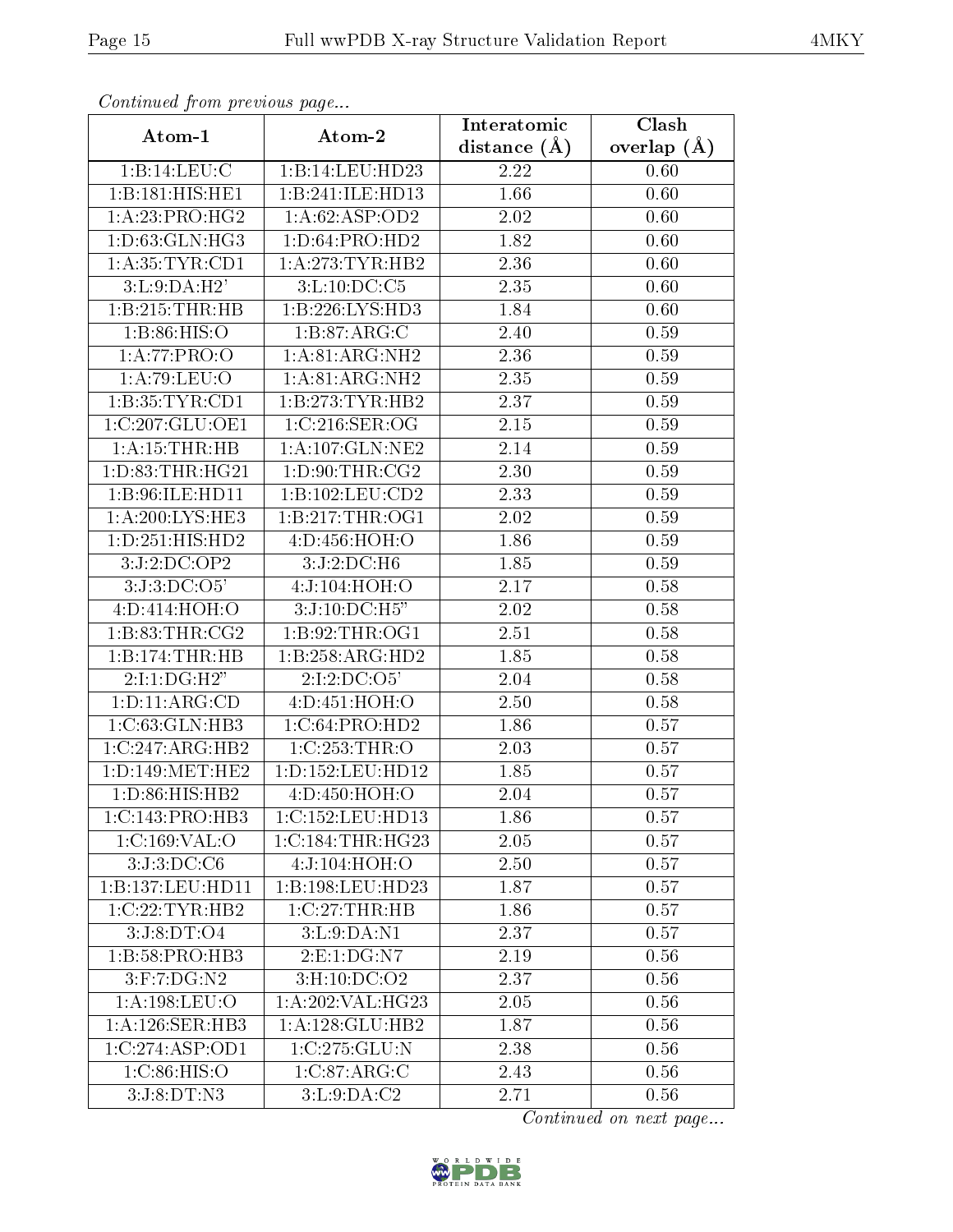*Continued from previous page...*

| Atom-1 | Atom-2 | Interatomic distance (Å) | Clash overlap (Å) |
|---|---|---|---|
| 1:B:14:LEU:C | 1:B:14:LEU:HD23 | 2.22 | 0.60 |
| 1:B:181:HIS:HE1 | 1:B:241:ILE:HD13 | 1.66 | 0.60 |
| 1:A:23:PRO:HG2 | 1:A:62:ASP:OD2 | 2.02 | 0.60 |
| 1:D:63:GLN:HG3 | 1:D:64:PRO:HD2 | 1.82 | 0.60 |
| 1:A:35:TYR:CD1 | 1:A:273:TYR:HB2 | 2.36 | 0.60 |
| 3:L:9:DA:H2' | 3:L:10:DC:C5 | 2.35 | 0.60 |
| 1:B:215:THR:HB | 1:B:226:LYS:HD3 | 1.84 | 0.60 |
| 1:B:86:HIS:O | 1:B:87:ARG:C | 2.40 | 0.59 |
| 1:A:77:PRO:O | 1:A:81:ARG:NH2 | 2.36 | 0.59 |
| 1:A:79:LEU:O | 1:A:81:ARG:NH2 | 2.35 | 0.59 |
| 1:B:35:TYR:CD1 | 1:B:273:TYR:HB2 | 2.37 | 0.59 |
| 1:C:207:GLU:OE1 | 1:C:216:SER:OG | 2.15 | 0.59 |
| 1:A:15:THR:HB | 1:A:107:GLN:NE2 | 2.14 | 0.59 |
| 1:D:83:THR:HG21 | 1:D:90:THR:CG2 | 2.30 | 0.59 |
| 1:B:96:ILE:HD11 | 1:B:102:LEU:CD2 | 2.33 | 0.59 |
| 1:A:200:LYS:HE3 | 1:B:217:THR:OG1 | 2.02 | 0.59 |
| 1:D:251:HIS:HD2 | 4:D:456:HOH:O | 1.86 | 0.59 |
| 3:J:2:DC:OP2 | 3:J:2:DC:H6 | 1.85 | 0.59 |
| 3:J:3:DC:O5' | 4:J:104:HOH:O | 2.17 | 0.58 |
| 4:D:414:HOH:O | 3:J:10:DC:H5" | 2.02 | 0.58 |
| 1:B:83:THR:CG2 | 1:B:92:THR:OG1 | 2.51 | 0.58 |
| 1:B:174:THR:HB | 1:B:258:ARG:HD2 | 1.85 | 0.58 |
| 2:I:1:DG:H2" | 2:I:2:DC:O5' | 2.04 | 0.58 |
| 1:D:11:ARG:CD | 4:D:451:HOH:O | 2.50 | 0.58 |
| 1:C:63:GLN:HB3 | 1:C:64:PRO:HD2 | 1.86 | 0.57 |
| 1:C:247:ARG:HB2 | 1:C:253:THR:O | 2.03 | 0.57 |
| 1:D:149:MET:HE2 | 1:D:152:LEU:HD12 | 1.85 | 0.57 |
| 1:D:86:HIS:HB2 | 4:D:450:HOH:O | 2.04 | 0.57 |
| 1:C:143:PRO:HB3 | 1:C:152:LEU:HD13 | 1.86 | 0.57 |
| 1:C:169:VAL:O | 1:C:184:THR:HG23 | 2.05 | 0.57 |
| 3:J:3:DC:C6 | 4:J:104:HOH:O | 2.50 | 0.57 |
| 1:B:137:LEU:HD11 | 1:B:198:LEU:HD23 | 1.87 | 0.57 |
| 1:C:22:TYR:HB2 | 1:C:27:THR:HB | 1.86 | 0.57 |
| 3:J:8:DT:O4 | 3:L:9:DA:N1 | 2.37 | 0.57 |
| 1:B:58:PRO:HB3 | 2:E:1:DG:N7 | 2.19 | 0.56 |
| 3:F:7:DG:N2 | 3:H:10:DC:O2 | 2.37 | 0.56 |
| 1:A:198:LEU:O | 1:A:202:VAL:HG23 | 2.05 | 0.56 |
| 1:A:126:SER:HB3 | 1:A:128:GLU:HB2 | 1.87 | 0.56 |
| 1:C:274:ASP:OD1 | 1:C:275:GLU:N | 2.38 | 0.56 |
| 1:C:86:HIS:O | 1:C:87:ARG:C | 2.43 | 0.56 |
| 3:J:8:DT:N3 | 3:L:9:DA:C2 | 2.71 | 0.56 |

*Continued on next page...*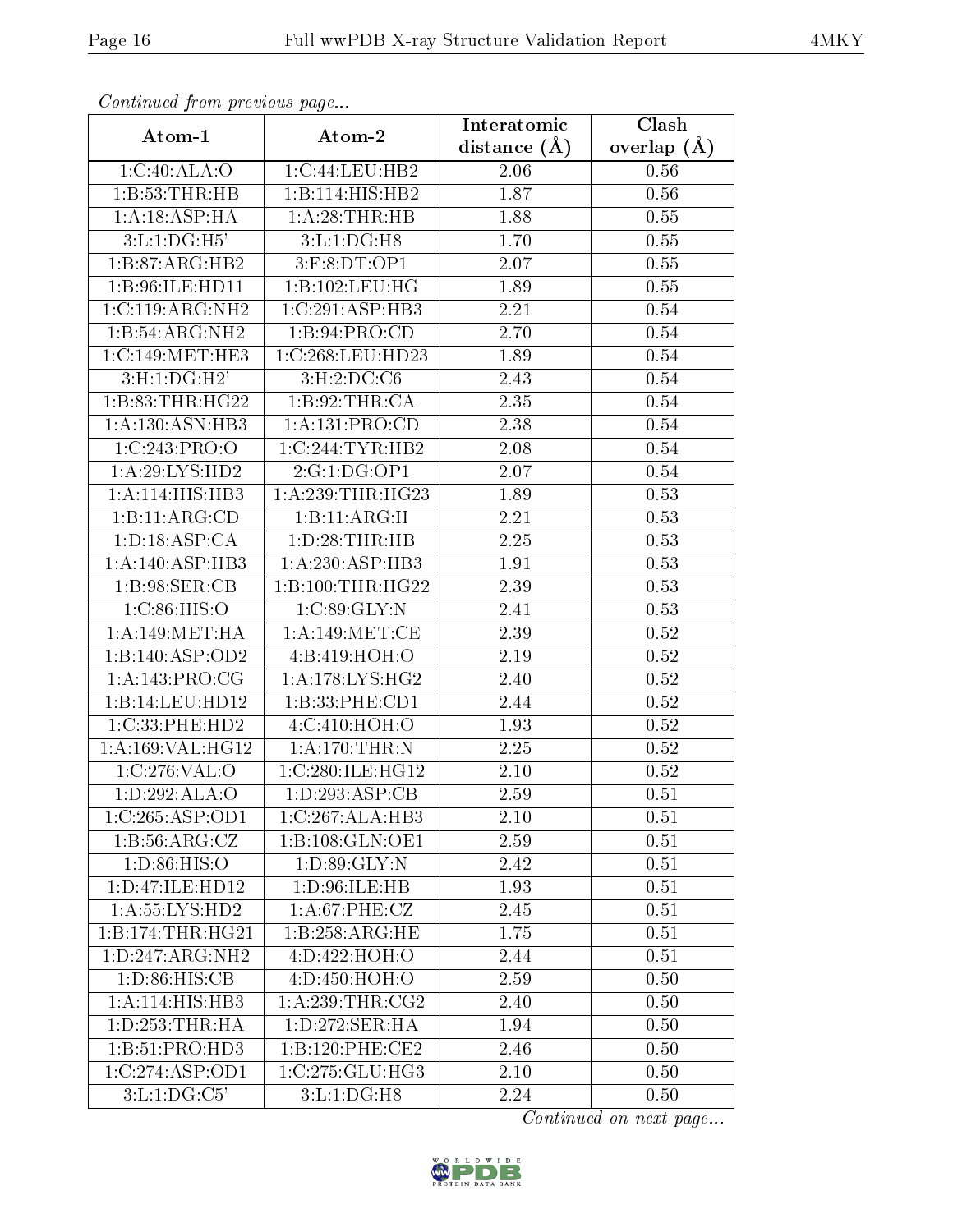*Continued from previous page...*

| Atom-1 | Atom-2 | Interatomic distance (Å) | Clash overlap (Å) |
|---|---|---|---|
| 1:C:40:ALA:O | 1:C:44:LEU:HB2 | 2.06 | 0.56 |
| 1:B:53:THR:HB | 1:B:114:HIS:HB2 | 1.87 | 0.56 |
| 1:A:18:ASP:HA | 1:A:28:THR:HB | 1.88 | 0.55 |
| 3:L:1:DG:H5' | 3:L:1:DG:H8 | 1.70 | 0.55 |
| 1:B:87:ARG:HB2 | 3:F:8:DT:OP1 | 2.07 | 0.55 |
| 1:B:96:ILE:HD11 | 1:B:102:LEU:HG | 1.89 | 0.55 |
| 1:C:119:ARG:NH2 | 1:C:291:ASP:HB3 | 2.21 | 0.54 |
| 1:B:54:ARG:NH2 | 1:B:94:PRO:CD | 2.70 | 0.54 |
| 1:C:149:MET:HE3 | 1:C:268:LEU:HD23 | 1.89 | 0.54 |
| 3:H:1:DG:H2' | 3:H:2:DC:C6 | 2.43 | 0.54 |
| 1:B:83:THR:HG22 | 1:B:92:THR:CA | 2.35 | 0.54 |
| 1:A:130:ASN:HB3 | 1:A:131:PRO:CD | 2.38 | 0.54 |
| 1:C:243:PRO:O | 1:C:244:TYR:HB2 | 2.08 | 0.54 |
| 1:A:29:LYS:HD2 | 2:G:1:DG:OP1 | 2.07 | 0.54 |
| 1:A:114:HIS:HB3 | 1:A:239:THR:HG23 | 1.89 | 0.53 |
| 1:B:11:ARG:CD | 1:B:11:ARG:H | 2.21 | 0.53 |
| 1:D:18:ASP:CA | 1:D:28:THR:HB | 2.25 | 0.53 |
| 1:A:140:ASP:HB3 | 1:A:230:ASP:HB3 | 1.91 | 0.53 |
| 1:B:98:SER:CB | 1:B:100:THR:HG22 | 2.39 | 0.53 |
| 1:C:86:HIS:O | 1:C:89:GLY:N | 2.41 | 0.53 |
| 1:A:149:MET:HA | 1:A:149:MET:CE | 2.39 | 0.52 |
| 1:B:140:ASP:OD2 | 4:B:419:HOH:O | 2.19 | 0.52 |
| 1:A:143:PRO:CG | 1:A:178:LYS:HG2 | 2.40 | 0.52 |
| 1:B:14:LEU:HD12 | 1:B:33:PHE:CD1 | 2.44 | 0.52 |
| 1:C:33:PHE:HD2 | 4:C:410:HOH:O | 1.93 | 0.52 |
| 1:A:169:VAL:HG12 | 1:A:170:THR:N | 2.25 | 0.52 |
| 1:C:276:VAL:O | 1:C:280:ILE:HG12 | 2.10 | 0.52 |
| 1:D:292:ALA:O | 1:D:293:ASP:CB | 2.59 | 0.51 |
| 1:C:265:ASP:OD1 | 1:C:267:ALA:HB3 | 2.10 | 0.51 |
| 1:B:56:ARG:CZ | 1:B:108:GLN:OE1 | 2.59 | 0.51 |
| 1:D:86:HIS:O | 1:D:89:GLY:N | 2.42 | 0.51 |
| 1:D:47:ILE:HD12 | 1:D:96:ILE:HB | 1.93 | 0.51 |
| 1:A:55:LYS:HD2 | 1:A:67:PHE:CZ | 2.45 | 0.51 |
| 1:B:174:THR:HG21 | 1:B:258:ARG:HE | 1.75 | 0.51 |
| 1:D:247:ARG:NH2 | 4:D:422:HOH:O | 2.44 | 0.51 |
| 1:D:86:HIS:CB | 4:D:450:HOH:O | 2.59 | 0.50 |
| 1:A:114:HIS:HB3 | 1:A:239:THR:CG2 | 2.40 | 0.50 |
| 1:D:253:THR:HA | 1:D:272:SER:HA | 1.94 | 0.50 |
| 1:B:51:PRO:HD3 | 1:B:120:PHE:CE2 | 2.46 | 0.50 |
| 1:C:274:ASP:OD1 | 1:C:275:GLU:HG3 | 2.10 | 0.50 |
| 3:L:1:DG:C5' | 3:L:1:DG:H8 | 2.24 | 0.50 |

*Continued on next page...*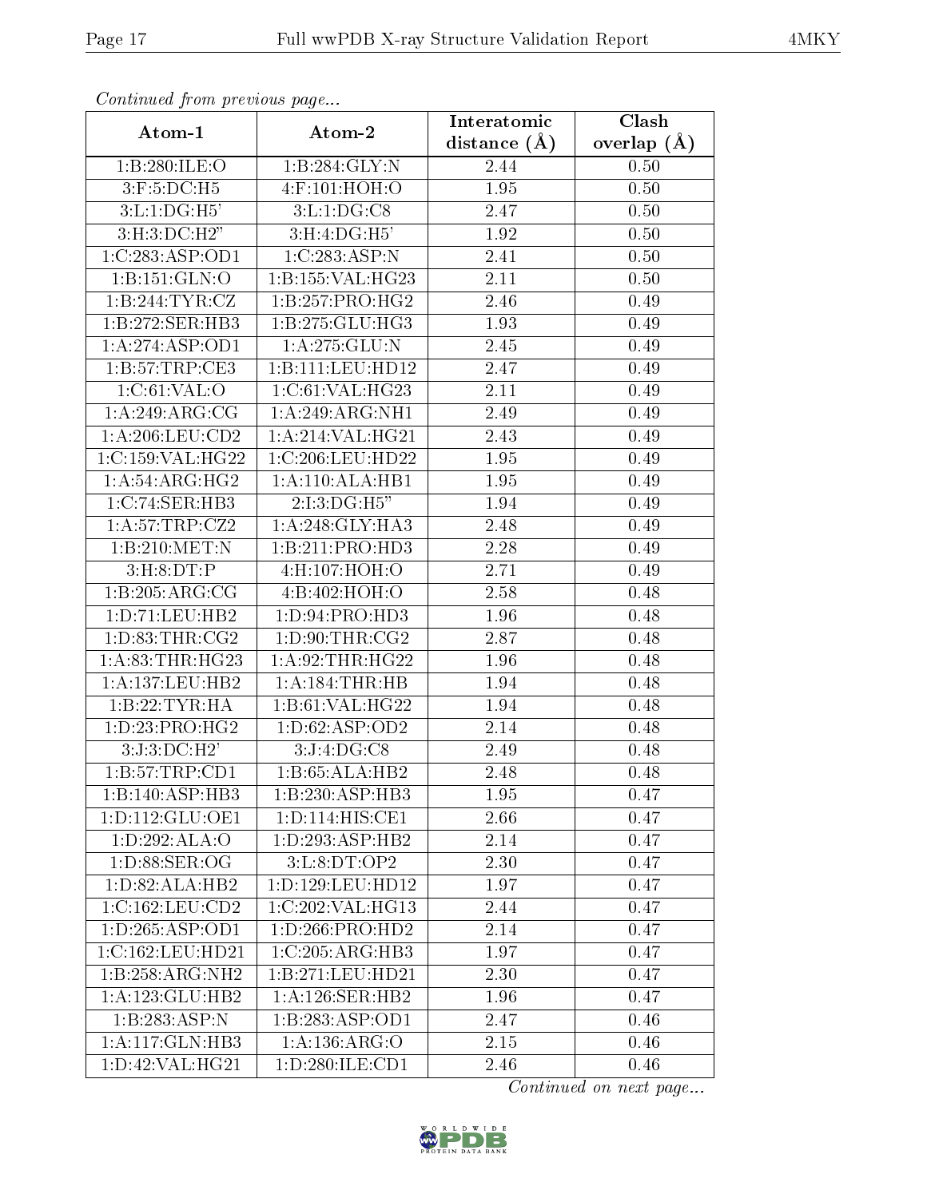*Continued from previous page...*

| Atom-1 | Atom-2 | Interatomic distance (Å) | Clash overlap (Å) |
| --- | --- | --- | --- |
| 1:B:280:ILE:O | 1:B:284:GLY:N | 2.44 | 0.50 |
| 3:F:5:DC:H5 | 4:F:101:HOH:O | 1.95 | 0.50 |
| 3:L:1:DG:H5' | 3:L:1:DG:C8 | 2.47 | 0.50 |
| 3:H:3:DC:H2" | 3:H:4:DG:H5' | 1.92 | 0.50 |
| 1:C:283:ASP:OD1 | 1:C:283:ASP:N | 2.41 | 0.50 |
| 1:B:151:GLN:O | 1:B:155:VAL:HG23 | 2.11 | 0.50 |
| 1:B:244:TYR:CZ | 1:B:257:PRO:HG2 | 2.46 | 0.49 |
| 1:B:272:SER:HB3 | 1:B:275:GLU:HG3 | 1.93 | 0.49 |
| 1:A:274:ASP:OD1 | 1:A:275:GLU:N | 2.45 | 0.49 |
| 1:B:57:TRP:CE3 | 1:B:111:LEU:HD12 | 2.47 | 0.49 |
| 1:C:61:VAL:O | 1:C:61:VAL:HG23 | 2.11 | 0.49 |
| 1:A:249:ARG:CG | 1:A:249:ARG:NH1 | 2.49 | 0.49 |
| 1:A:206:LEU:CD2 | 1:A:214:VAL:HG21 | 2.43 | 0.49 |
| 1:C:159:VAL:HG22 | 1:C:206:LEU:HD22 | 1.95 | 0.49 |
| 1:A:54:ARG:HG2 | 1:A:110:ALA:HB1 | 1.95 | 0.49 |
| 1:C:74:SER:HB3 | 2:I:3:DG:H5" | 1.94 | 0.49 |
| 1:A:57:TRP:CZ2 | 1:A:248:GLY:HA3 | 2.48 | 0.49 |
| 1:B:210:MET:N | 1:B:211:PRO:HD3 | 2.28 | 0.49 |
| 3:H:8:DT:P | 4:H:107:HOH:O | 2.71 | 0.49 |
| 1:B:205:ARG:CG | 4:B:402:HOH:O | 2.58 | 0.48 |
| 1:D:71:LEU:HB2 | 1:D:94:PRO:HD3 | 1.96 | 0.48 |
| 1:D:83:THR:CG2 | 1:D:90:THR:CG2 | 2.87 | 0.48 |
| 1:A:83:THR:HG23 | 1:A:92:THR:HG22 | 1.96 | 0.48 |
| 1:A:137:LEU:HB2 | 1:A:184:THR:HB | 1.94 | 0.48 |
| 1:B:22:TYR:HA | 1:B:61:VAL:HG22 | 1.94 | 0.48 |
| 1:D:23:PRO:HG2 | 1:D:62:ASP:OD2 | 2.14 | 0.48 |
| 3:J:3:DC:H2' | 3:J:4:DG:C8 | 2.49 | 0.48 |
| 1:B:57:TRP:CD1 | 1:B:65:ALA:HB2 | 2.48 | 0.48 |
| 1:B:140:ASP:HB3 | 1:B:230:ASP:HB3 | 1.95 | 0.47 |
| 1:D:112:GLU:OE1 | 1:D:114:HIS:CE1 | 2.66 | 0.47 |
| 1:D:292:ALA:O | 1:D:293:ASP:HB2 | 2.14 | 0.47 |
| 1:D:88:SER:OG | 3:L:8:DT:OP2 | 2.30 | 0.47 |
| 1:D:82:ALA:HB2 | 1:D:129:LEU:HD12 | 1.97 | 0.47 |
| 1:C:162:LEU:CD2 | 1:C:202:VAL:HG13 | 2.44 | 0.47 |
| 1:D:265:ASP:OD1 | 1:D:266:PRO:HD2 | 2.14 | 0.47 |
| 1:C:162:LEU:HD21 | 1:C:205:ARG:HB3 | 1.97 | 0.47 |
| 1:B:258:ARG:NH2 | 1:B:271:LEU:HD21 | 2.30 | 0.47 |
| 1:A:123:GLU:HB2 | 1:A:126:SER:HB2 | 1.96 | 0.47 |
| 1:B:283:ASP:N | 1:B:283:ASP:OD1 | 2.47 | 0.46 |
| 1:A:117:GLN:HB3 | 1:A:136:ARG:O | 2.15 | 0.46 |
| 1:D:42:VAL:HG21 | 1:D:280:ILE:CD1 | 2.46 | 0.46 |

*Continued on next page...*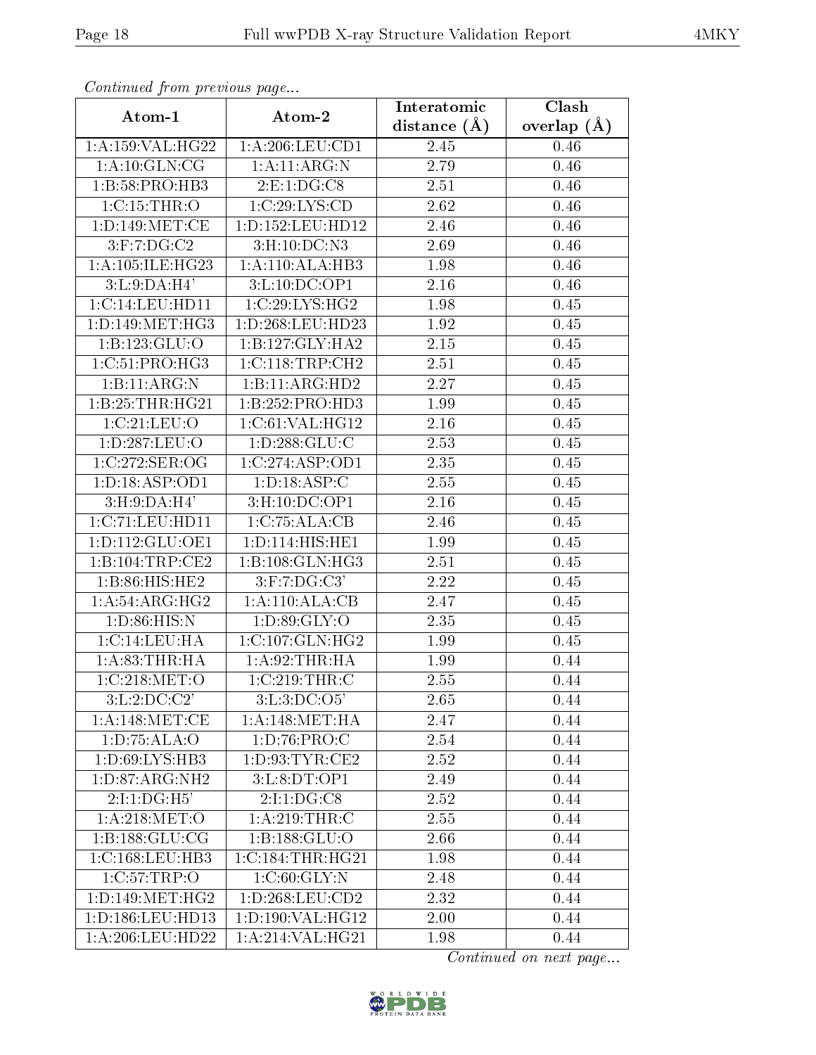*Continued from previous page...*

| Atom-1 | Atom-2 | Interatomic distance (Å) | Clash overlap (Å) |
|---|---|---|---|
| 1:A:159:VAL:HG22 | 1:A:206:LEU:CD1 | 2.45 | 0.46 |
| 1:A:10:GLN:CG | 1:A:11:ARG:N | 2.79 | 0.46 |
| 1:B:58:PRO:HB3 | 2:E:1:DG:C8 | 2.51 | 0.46 |
| 1:C:15:THR:O | 1:C:29:LYS:CD | 2.62 | 0.46 |
| 1:D:149:MET:CE | 1:D:152:LEU:HD12 | 2.46 | 0.46 |
| 3:F:7:DG:C2 | 3:H:10:DC:N3 | 2.69 | 0.46 |
| 1:A:105:ILE:HG23 | 1:A:110:ALA:HB3 | 1.98 | 0.46 |
| 3:L:9:DA:H4' | 3:L:10:DC:OP1 | 2.16 | 0.46 |
| 1:C:14:LEU:HD11 | 1:C:29:LYS:HG2 | 1.98 | 0.45 |
| 1:D:149:MET:HG3 | 1:D:268:LEU:HD23 | 1.92 | 0.45 |
| 1:B:123:GLU:O | 1:B:127:GLY:HA2 | 2.15 | 0.45 |
| 1:C:51:PRO:HG3 | 1:C:118:TRP:CH2 | 2.51 | 0.45 |
| 1:B:11:ARG:N | 1:B:11:ARG:HD2 | 2.27 | 0.45 |
| 1:B:25:THR:HG21 | 1:B:252:PRO:HD3 | 1.99 | 0.45 |
| 1:C:21:LEU:O | 1:C:61:VAL:HG12 | 2.16 | 0.45 |
| 1:D:287:LEU:O | 1:D:288:GLU:C | 2.53 | 0.45 |
| 1:C:272:SER:OG | 1:C:274:ASP:OD1 | 2.35 | 0.45 |
| 1:D:18:ASP:OD1 | 1:D:18:ASP:C | 2.55 | 0.45 |
| 3:H:9:DA:H4' | 3:H:10:DC:OP1 | 2.16 | 0.45 |
| 1:C:71:LEU:HD11 | 1:C:75:ALA:CB | 2.46 | 0.45 |
| 1:D:112:GLU:OE1 | 1:D:114:HIS:HE1 | 1.99 | 0.45 |
| 1:B:104:TRP:CE2 | 1:B:108:GLN:HG3 | 2.51 | 0.45 |
| 1:B:86:HIS:HE2 | 3:F:7:DG:C3' | 2.22 | 0.45 |
| 1:A:54:ARG:HG2 | 1:A:110:ALA:CB | 2.47 | 0.45 |
| 1:D:86:HIS:N | 1:D:89:GLY:O | 2.35 | 0.45 |
| 1:C:14:LEU:HA | 1:C:107:GLN:HG2 | 1.99 | 0.45 |
| 1:A:83:THR:HA | 1:A:92:THR:HA | 1.99 | 0.44 |
| 1:C:218:MET:O | 1:C:219:THR:C | 2.55 | 0.44 |
| 3:L:2:DC:C2' | 3:L:3:DC:O5' | 2.65 | 0.44 |
| 1:A:148:MET:CE | 1:A:148:MET:HA | 2.47 | 0.44 |
| 1:D:75:ALA:O | 1:D:76:PRO:C | 2.54 | 0.44 |
| 1:D:69:LYS:HB3 | 1:D:93:TYR:CE2 | 2.52 | 0.44 |
| 1:D:87:ARG:NH2 | 3:L:8:DT:OP1 | 2.49 | 0.44 |
| 2:I:1:DG:H5' | 2:I:1:DG:C8 | 2.52 | 0.44 |
| 1:A:218:MET:O | 1:A:219:THR:C | 2.55 | 0.44 |
| 1:B:188:GLU:CG | 1:B:188:GLU:O | 2.66 | 0.44 |
| 1:C:168:LEU:HB3 | 1:C:184:THR:HG21 | 1.98 | 0.44 |
| 1:C:57:TRP:O | 1:C:60:GLY:N | 2.48 | 0.44 |
| 1:D:149:MET:HG2 | 1:D:268:LEU:CD2 | 2.32 | 0.44 |
| 1:D:186:LEU:HD13 | 1:D:190:VAL:HG12 | 2.00 | 0.44 |
| 1:A:206:LEU:HD22 | 1:A:214:VAL:HG21 | 1.98 | 0.44 |

*Continued on next page...*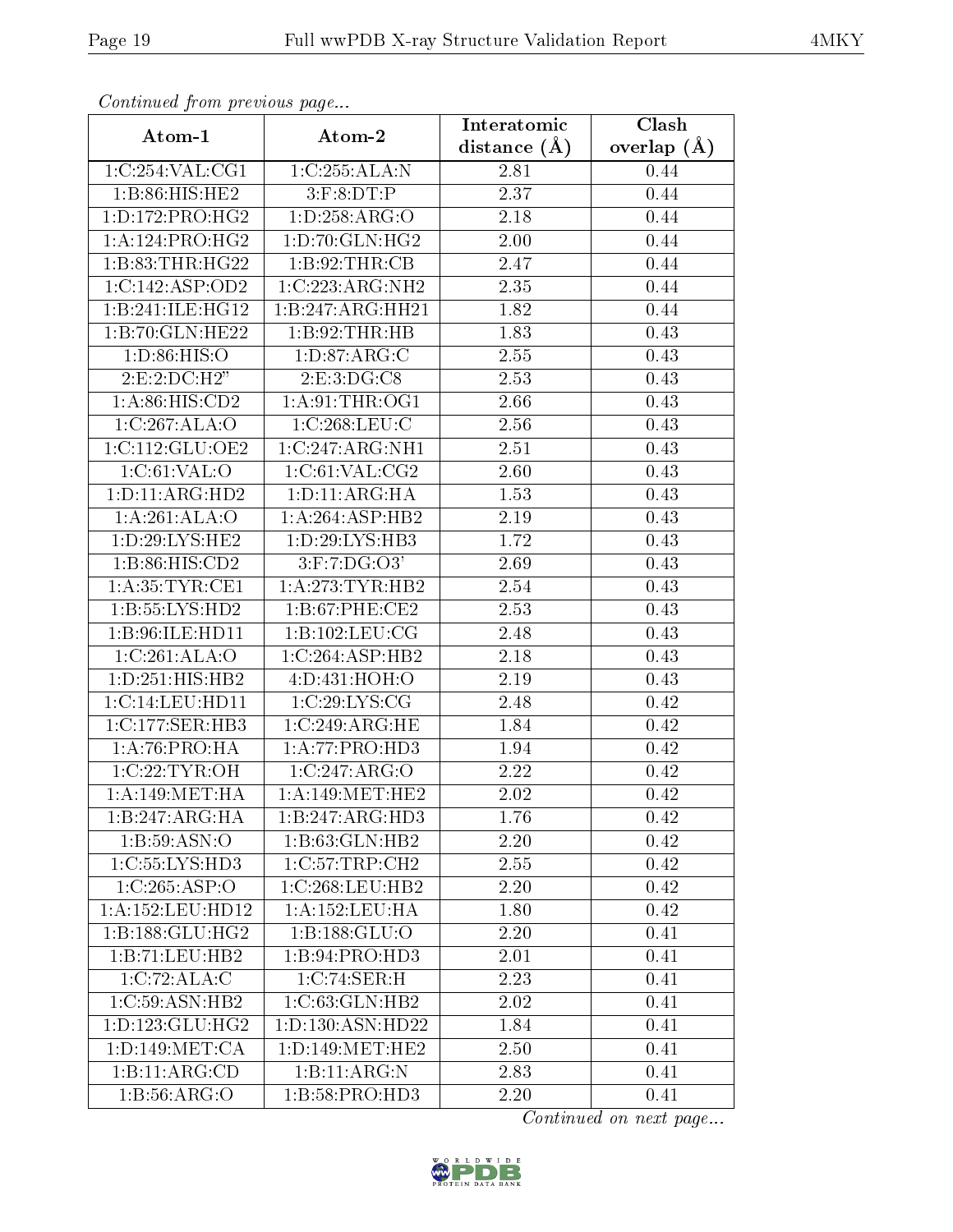*Continued from previous page...*

| Atom-1 | Atom-2 | Interatomic distance (Å) | Clash overlap (Å) |
|---|---|---|---|
| 1:C:254:VAL:CG1 | 1:C:255:ALA:N | 2.81 | 0.44 |
| 1:B:86:HIS:HE2 | 3:F:8:DT:P | 2.37 | 0.44 |
| 1:D:172:PRO:HG2 | 1:D:258:ARG:O | 2.18 | 0.44 |
| 1:A:124:PRO:HG2 | 1:D:70:GLN:HG2 | 2.00 | 0.44 |
| 1:B:83:THR:HG22 | 1:B:92:THR:CB | 2.47 | 0.44 |
| 1:C:142:ASP:OD2 | 1:C:223:ARG:NH2 | 2.35 | 0.44 |
| 1:B:241:ILE:HG12 | 1:B:247:ARG:HH21 | 1.82 | 0.44 |
| 1:B:70:GLN:HE22 | 1:B:92:THR:HB | 1.83 | 0.43 |
| 1:D:86:HIS:O | 1:D:87:ARG:C | 2.55 | 0.43 |
| 2:E:2:DC:H2" | 2:E:3:DG:C8 | 2.53 | 0.43 |
| 1:A:86:HIS:CD2 | 1:A:91:THR:OG1 | 2.66 | 0.43 |
| 1:C:267:ALA:O | 1:C:268:LEU:C | 2.56 | 0.43 |
| 1:C:112:GLU:OE2 | 1:C:247:ARG:NH1 | 2.51 | 0.43 |
| 1:C:61:VAL:O | 1:C:61:VAL:CG2 | 2.60 | 0.43 |
| 1:D:11:ARG:HD2 | 1:D:11:ARG:HA | 1.53 | 0.43 |
| 1:A:261:ALA:O | 1:A:264:ASP:HB2 | 2.19 | 0.43 |
| 1:D:29:LYS:HE2 | 1:D:29:LYS:HB3 | 1.72 | 0.43 |
| 1:B:86:HIS:CD2 | 3:F:7:DG:O3' | 2.69 | 0.43 |
| 1:A:35:TYR:CE1 | 1:A:273:TYR:HB2 | 2.54 | 0.43 |
| 1:B:55:LYS:HD2 | 1:B:67:PHE:CE2 | 2.53 | 0.43 |
| 1:B:96:ILE:HD11 | 1:B:102:LEU:CG | 2.48 | 0.43 |
| 1:C:261:ALA:O | 1:C:264:ASP:HB2 | 2.18 | 0.43 |
| 1:D:251:HIS:HB2 | 4:D:431:HOH:O | 2.19 | 0.43 |
| 1:C:14:LEU:HD11 | 1:C:29:LYS:CG | 2.48 | 0.42 |
| 1:C:177:SER:HB3 | 1:C:249:ARG:HE | 1.84 | 0.42 |
| 1:A:76:PRO:HA | 1:A:77:PRO:HD3 | 1.94 | 0.42 |
| 1:C:22:TYR:OH | 1:C:247:ARG:O | 2.22 | 0.42 |
| 1:A:149:MET:HA | 1:A:149:MET:HE2 | 2.02 | 0.42 |
| 1:B:247:ARG:HA | 1:B:247:ARG:HD3 | 1.76 | 0.42 |
| 1:B:59:ASN:O | 1:B:63:GLN:HB2 | 2.20 | 0.42 |
| 1:C:55:LYS:HD3 | 1:C:57:TRP:CH2 | 2.55 | 0.42 |
| 1:C:265:ASP:O | 1:C:268:LEU:HB2 | 2.20 | 0.42 |
| 1:A:152:LEU:HD12 | 1:A:152:LEU:HA | 1.80 | 0.42 |
| 1:B:188:GLU:HG2 | 1:B:188:GLU:O | 2.20 | 0.41 |
| 1:B:71:LEU:HB2 | 1:B:94:PRO:HD3 | 2.01 | 0.41 |
| 1:C:72:ALA:C | 1:C:74:SER:H | 2.23 | 0.41 |
| 1:C:59:ASN:HB2 | 1:C:63:GLN:HB2 | 2.02 | 0.41 |
| 1:D:123:GLU:HG2 | 1:D:130:ASN:HD22 | 1.84 | 0.41 |
| 1:D:149:MET:CA | 1:D:149:MET:HE2 | 2.50 | 0.41 |
| 1:B:11:ARG:CD | 1:B:11:ARG:N | 2.83 | 0.41 |
| 1:B:56:ARG:O | 1:B:58:PRO:HD3 | 2.20 | 0.41 |

*Continued on next page...*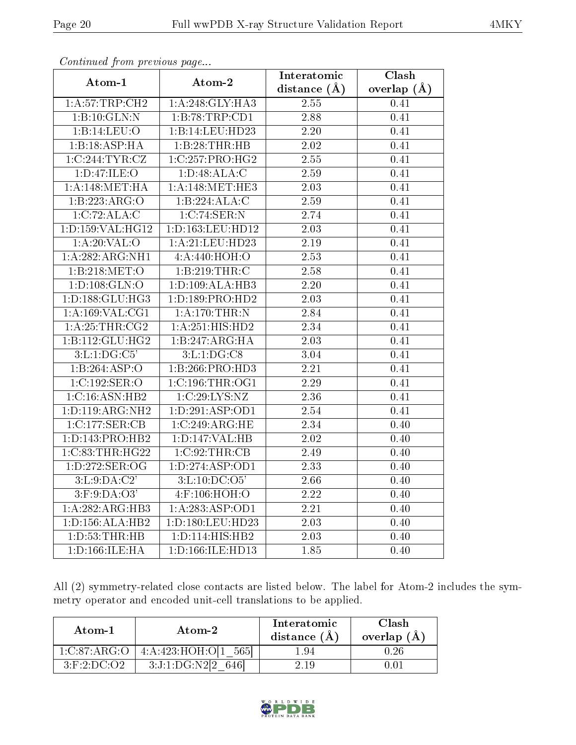*Continued from previous page...*

| Atom-1 | Atom-2 | Interatomic distance (Å) | Clash overlap (Å) |
|---|---|---|---|
| 1:A:57:TRP:CH2 | 1:A:248:GLY:HA3 | 2.55 | 0.41 |
| 1:B:10:GLN:N | 1:B:78:TRP:CD1 | 2.88 | 0.41 |
| 1:B:14:LEU:O | 1:B:14:LEU:HD23 | 2.20 | 0.41 |
| 1:B:18:ASP:HA | 1:B:28:THR:HB | 2.02 | 0.41 |
| 1:C:244:TYR:CZ | 1:C:257:PRO:HG2 | 2.55 | 0.41 |
| 1:D:47:ILE:O | 1:D:48:ALA:C | 2.59 | 0.41 |
| 1:A:148:MET:HA | 1:A:148:MET:HE3 | 2.03 | 0.41 |
| 1:B:223:ARG:O | 1:B:224:ALA:C | 2.59 | 0.41 |
| 1:C:72:ALA:C | 1:C:74:SER:N | 2.74 | 0.41 |
| 1:D:159:VAL:HG12 | 1:D:163:LEU:HD12 | 2.03 | 0.41 |
| 1:A:20:VAL:O | 1:A:21:LEU:HD23 | 2.19 | 0.41 |
| 1:A:282:ARG:NH1 | 4:A:440:HOH:O | 2.53 | 0.41 |
| 1:B:218:MET:O | 1:B:219:THR:C | 2.58 | 0.41 |
| 1:D:108:GLN:O | 1:D:109:ALA:HB3 | 2.20 | 0.41 |
| 1:D:188:GLU:HG3 | 1:D:189:PRO:HD2 | 2.03 | 0.41 |
| 1:A:169:VAL:CG1 | 1:A:170:THR:N | 2.84 | 0.41 |
| 1:A:25:THR:CG2 | 1:A:251:HIS:HD2 | 2.34 | 0.41 |
| 1:B:112:GLU:HG2 | 1:B:247:ARG:HA | 2.03 | 0.41 |
| 3:L:1:DG:C5' | 3:L:1:DG:C8 | 3.04 | 0.41 |
| 1:B:264:ASP:O | 1:B:266:PRO:HD3 | 2.21 | 0.41 |
| 1:C:192:SER:O | 1:C:196:THR:OG1 | 2.29 | 0.41 |
| 1:C:16:ASN:HB2 | 1:C:29:LYS:NZ | 2.36 | 0.41 |
| 1:D:119:ARG:NH2 | 1:D:291:ASP:OD1 | 2.54 | 0.41 |
| 1:C:177:SER:CB | 1:C:249:ARG:HE | 2.34 | 0.40 |
| 1:D:143:PRO:HB2 | 1:D:147:VAL:HB | 2.02 | 0.40 |
| 1:C:83:THR:HG22 | 1:C:92:THR:CB | 2.49 | 0.40 |
| 1:D:272:SER:OG | 1:D:274:ASP:OD1 | 2.33 | 0.40 |
| 3:L:9:DA:C2' | 3:L:10:DC:O5' | 2.66 | 0.40 |
| 3:F:9:DA:O3' | 4:F:106:HOH:O | 2.22 | 0.40 |
| 1:A:282:ARG:HB3 | 1:A:283:ASP:OD1 | 2.21 | 0.40 |
| 1:D:156:ALA:HB2 | 1:D:180:LEU:HD23 | 2.03 | 0.40 |
| 1:D:53:THR:HB | 1:D:114:HIS:HB2 | 2.03 | 0.40 |
| 1:D:166:ILE:HA | 1:D:166:ILE:HD13 | 1.85 | 0.40 |

All (2) symmetry-related close contacts are listed below. The label for Atom-2 includes the symmetry operator and encoded unit-cell translations to be applied.

| Atom-1 | Atom-2 | Interatomic distance (Å) | Clash overlap (Å) |
|---|---|---|---|
| 1:C:87:ARG:O | 4:A:423:HOH:O[1_565] | 1.94 | 0.26 |
| 3:F:2:DC:O2 | 3:J:1:DG:N2[2_646] | 2.19 | 0.01 |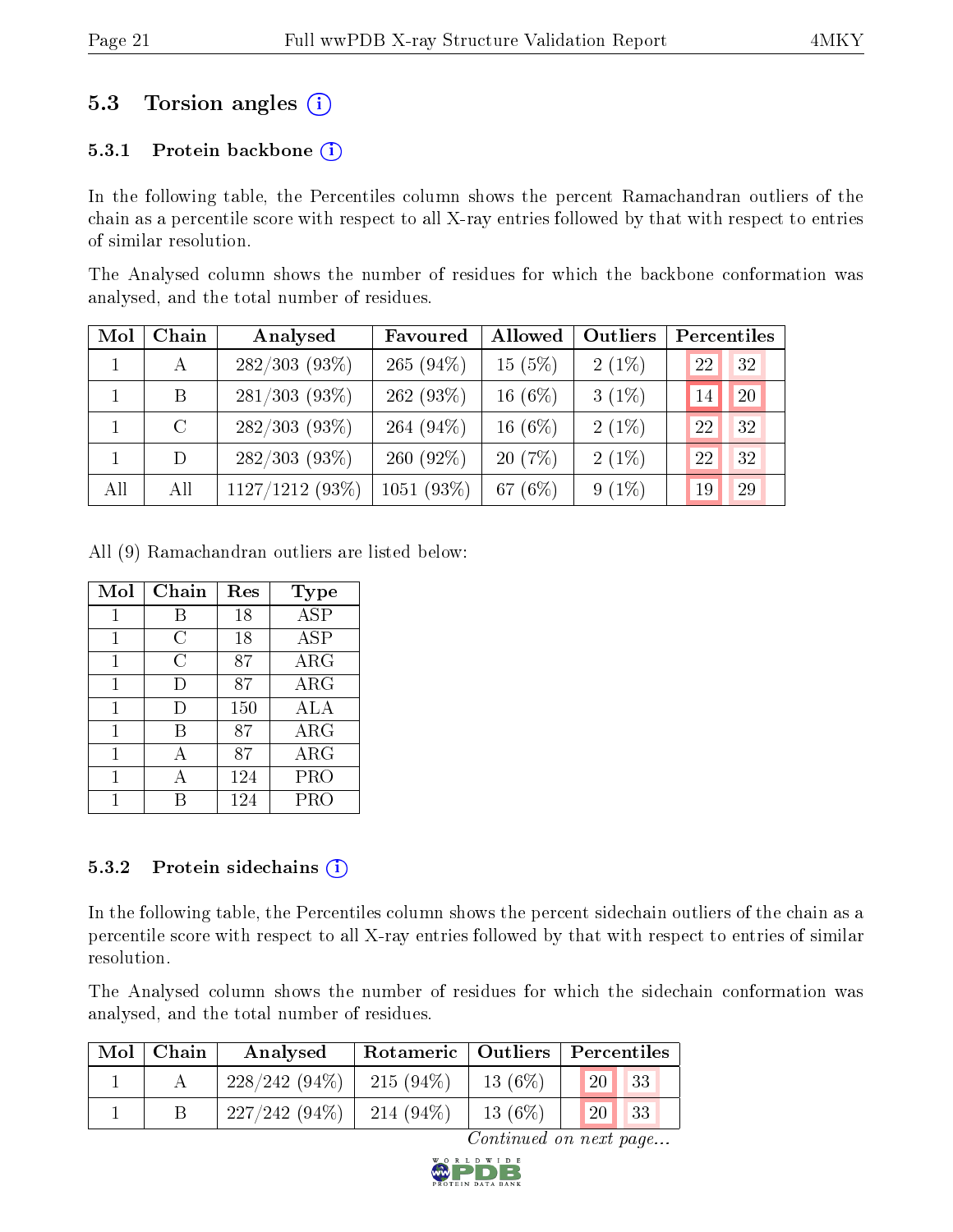## 5.3 Torsion angles

### 5.3.1 Protein backbone

In the following table, the Percentiles column shows the percent Ramachandran outliers of the chain as a percentile score with respect to all X-ray entries followed by that with respect to entries of similar resolution.

The Analysed column shows the number of residues for which the backbone conformation was analysed, and the total number of residues.

| Mol | Chain | Analysed | Favoured | Allowed | Outliers | Percentiles | |
|---|---|---|---|---|---|---|---|
| 1 | A | 282/303 (93%) | 265 (94%) | 15 (5%) | 2 (1%) | 22 | 32 |
| 1 | B | 281/303 (93%) | 262 (93%) | 16 (6%) | 3 (1%) | 14 | 20 |
| 1 | C | 282/303 (93%) | 264 (94%) | 16 (6%) | 2 (1%) | 22 | 32 |
| 1 | D | 282/303 (93%) | 260 (92%) | 20 (7%) | 2 (1%) | 22 | 32 |
| All | All | 1127/1212 (93%) | 1051 (93%) | 67 (6%) | 9 (1%) | 19 | 29 |

All (9) Ramachandran outliers are listed below:

| Mol | Chain | Res | Type |
|---|---|---|---|
| 1 | B | 18 | ASP |
| 1 | C | 18 | ASP |
| 1 | C | 87 | ARG |
| 1 | D | 87 | ARG |
| 1 | D | 150 | ALA |
| 1 | B | 87 | ARG |
| 1 | A | 87 | ARG |
| 1 | A | 124 | PRO |
| 1 | B | 124 | PRO |

### 5.3.2 Protein sidechains

In the following table, the Percentiles column shows the percent sidechain outliers of the chain as a percentile score with respect to all X-ray entries followed by that with respect to entries of similar resolution.

The Analysed column shows the number of residues for which the sidechain conformation was analysed, and the total number of residues.

| Mol | Chain | Analysed | Rotameric | Outliers | Percentiles | |
|---|---|---|---|---|---|---|
| 1 | A | 228/242 (94%) | 215 (94%) | 13 (6%) | 20 | 33 |
| 1 | B | 227/242 (94%) | 214 (94%) | 13 (6%) | 20 | 33 |

*Continued on next page...*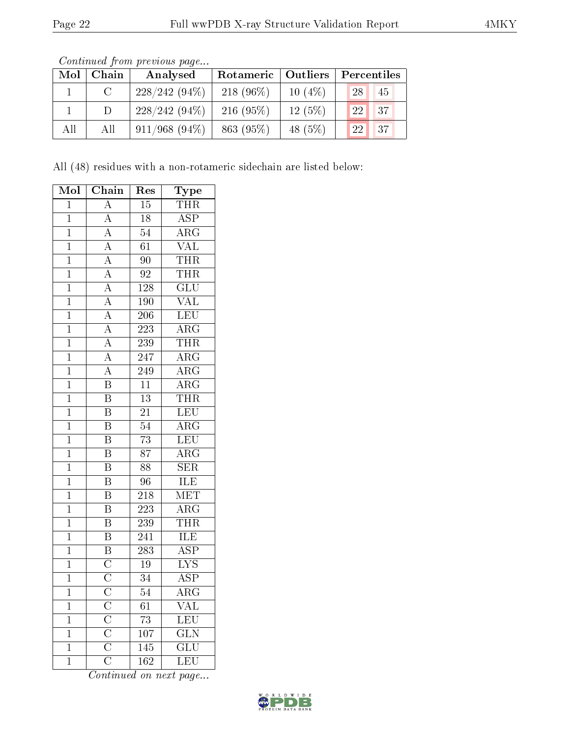*Continued from previous page...*

| Mol | Chain | Analysed | Rotameric | Outliers | Percentiles | |
|---|---|---|---|---|---|---|
| 1 | C | 228/242 (94%) | 218 (96%) | 10 (4%) | 28 | 45 |
| 1 | D | 228/242 (94%) | 216 (95%) | 12 (5%) | 22 | 37 |
| All | All | 911/968 (94%) | 863 (95%) | 48 (5%) | 22 | 37 |

All (48) residues with a non-rotameric sidechain are listed below:

| Mol | Chain | Res | Type |
|---|---|---|---|
| 1 | A | 15 | THR |
| 1 | A | 18 | ASP |
| 1 | A | 54 | ARG |
| 1 | A | 61 | VAL |
| 1 | A | 90 | THR |
| 1 | A | 92 | THR |
| 1 | A | 128 | GLU |
| 1 | A | 190 | VAL |
| 1 | A | 206 | LEU |
| 1 | A | 223 | ARG |
| 1 | A | 239 | THR |
| 1 | A | 247 | ARG |
| 1 | A | 249 | ARG |
| 1 | B | 11 | ARG |
| 1 | B | 13 | THR |
| 1 | B | 21 | LEU |
| 1 | B | 54 | ARG |
| 1 | B | 73 | LEU |
| 1 | B | 87 | ARG |
| 1 | B | 88 | SER |
| 1 | B | 96 | ILE |
| 1 | B | 218 | MET |
| 1 | B | 223 | ARG |
| 1 | B | 239 | THR |
| 1 | B | 241 | ILE |
| 1 | B | 283 | ASP |
| 1 | C | 19 | LYS |
| 1 | C | 34 | ASP |
| 1 | C | 54 | ARG |
| 1 | C | 61 | VAL |
| 1 | C | 73 | LEU |
| 1 | C | 107 | GLN |
| 1 | C | 145 | GLU |
| 1 | C | 162 | LEU |

*Continued on next page...*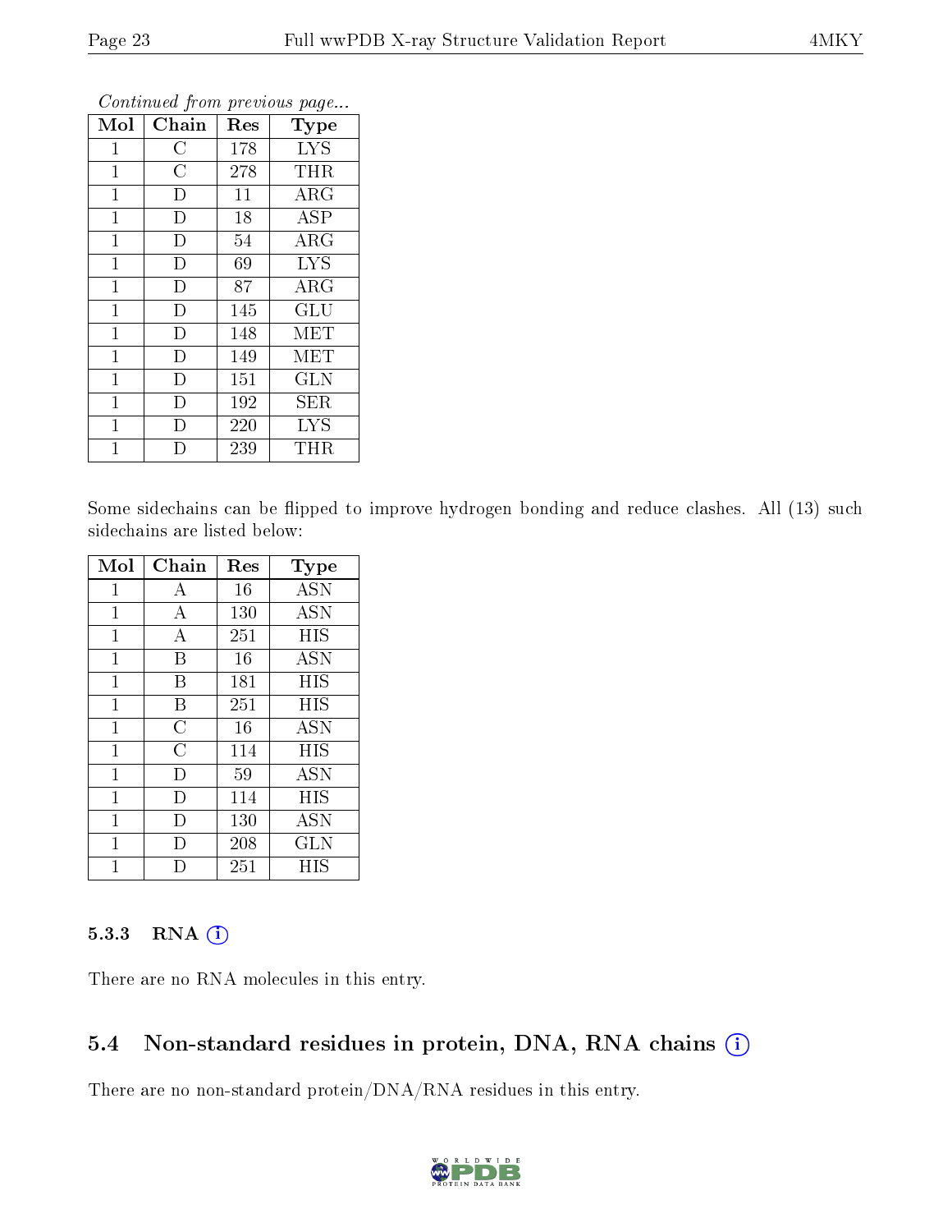*Continued from previous page...*

| Mol | Chain | Res | Type |
|---|---|---|---|
| 1 | C | 178 | LYS |
| 1 | C | 278 | THR |
| 1 | D | 11 | ARG |
| 1 | D | 18 | ASP |
| 1 | D | 54 | ARG |
| 1 | D | 69 | LYS |
| 1 | D | 87 | ARG |
| 1 | D | 145 | GLU |
| 1 | D | 148 | MET |
| 1 | D | 149 | MET |
| 1 | D | 151 | GLN |
| 1 | D | 192 | SER |
| 1 | D | 220 | LYS |
| 1 | D | 239 | THR |

Some sidechains can be flipped to improve hydrogen bonding and reduce clashes. All (13) such sidechains are listed below:

| Mol | Chain | Res | Type |
|---|---|---|---|
| 1 | A | 16 | ASN |
| 1 | A | 130 | ASN |
| 1 | A | 251 | HIS |
| 1 | B | 16 | ASN |
| 1 | B | 181 | HIS |
| 1 | B | 251 | HIS |
| 1 | C | 16 | ASN |
| 1 | C | 114 | HIS |
| 1 | D | 59 | ASN |
| 1 | D | 114 | HIS |
| 1 | D | 130 | ASN |
| 1 | D | 208 | GLN |
| 1 | D | 251 | HIS |

### 5.3.3 RNA

There are no RNA molecules in this entry.

## 5.4 Non-standard residues in protein, DNA, RNA chains

There are no non-standard protein/DNA/RNA residues in this entry.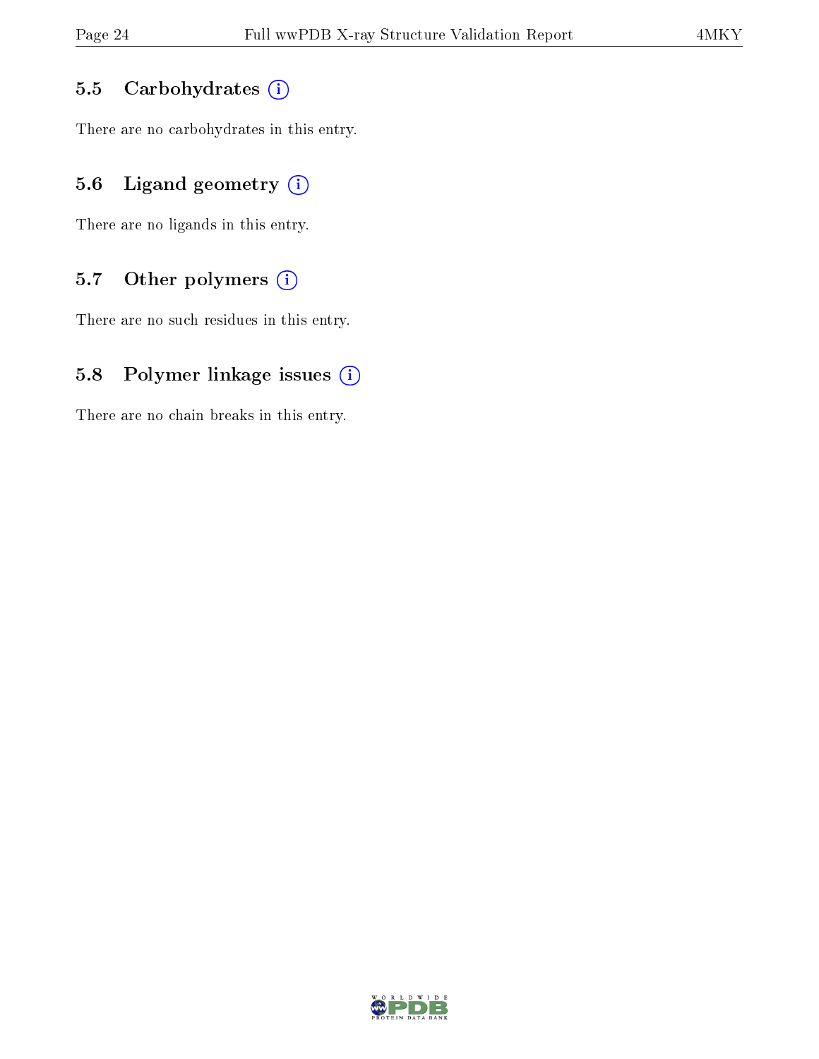### 5.5 Carbohydrates

There are no carbohydrates in this entry.

### 5.6 Ligand geometry

There are no ligands in this entry.

### 5.7 Other polymers

There are no such residues in this entry.

### 5.8 Polymer linkage issues

There are no chain breaks in this entry.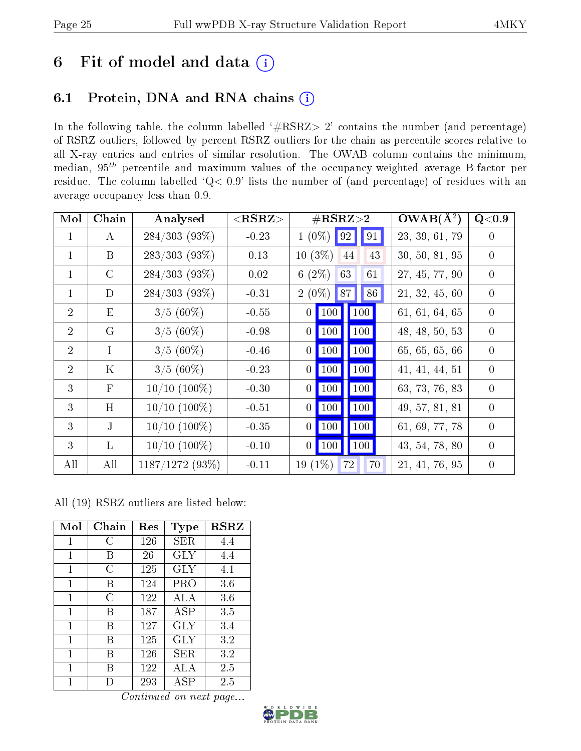# 6 Fit of model and data (i)

## 6.1 Protein, DNA and RNA chains (i)

In the following table, the column labelled '#RSRZ> 2' contains the number (and percentage) of RSRZ outliers, followed by percent RSRZ outliers for the chain as percentile scores relative to all X-ray entries and entries of similar resolution. The OWAB column contains the minimum, median, $95^{th}$ percentile and maximum values of the occupancy-weighted average B-factor per residue. The column labelled 'Q< 0.9' lists the number of (and percentage) of residues with an average occupancy less than 0.9.

| Mol | Chain | Analysed | <RSRZ> | #RSRZ>2 | | | OWAB(Å$^2$) | Q<0.9 |
|---|---|---|---|---|---|---|---|---|
| 1 | A | 284/303 (93%) | -0.23 | 1 (0%) | 92 | 91 | 23, 39, 61, 79 | 0 |
| 1 | B | 283/303 (93%) | 0.13 | 10 (3%) | 44 | 43 | 30, 50, 81, 95 | 0 |
| 1 | C | 284/303 (93%) | 0.02 | 6 (2%) | 63 | 61 | 27, 45, 77, 90 | 0 |
| 1 | D | 284/303 (93%) | -0.31 | 2 (0%) | 87 | 86 | 21, 32, 45, 60 | 0 |
| 2 | E | 3/5 (60%) | -0.55 | 0 | 100 | 100 | 61, 61, 64, 65 | 0 |
| 2 | G | 3/5 (60%) | -0.98 | 0 | 100 | 100 | 48, 48, 50, 53 | 0 |
| 2 | I | 3/5 (60%) | -0.46 | 0 | 100 | 100 | 65, 65, 65, 66 | 0 |
| 2 | K | 3/5 (60%) | -0.23 | 0 | 100 | 100 | 41, 41, 44, 51 | 0 |
| 3 | F | 10/10 (100%) | -0.30 | 0 | 100 | 100 | 63, 73, 76, 83 | 0 |
| 3 | H | 10/10 (100%) | -0.51 | 0 | 100 | 100 | 49, 57, 81, 81 | 0 |
| 3 | J | 10/10 (100%) | -0.35 | 0 | 100 | 100 | 61, 69, 77, 78 | 0 |
| 3 | L | 10/10 (100%) | -0.10 | 0 | 100 | 100 | 43, 54, 78, 80 | 0 |
| All | All | 1187/1272 (93%) | -0.11 | 19 (1%) | 72 | 70 | 21, 41, 76, 95 | 0 |

All (19) RSRZ outliers are listed below:

| Mol | Chain | Res | Type | RSRZ |
|---|---|---|---|---|
| 1 | C | 126 | SER | 4.4 |
| 1 | B | 26 | GLY | 4.4 |
| 1 | C | 125 | GLY | 4.1 |
| 1 | B | 124 | PRO | 3.6 |
| 1 | C | 122 | ALA | 3.6 |
| 1 | B | 187 | ASP | 3.5 |
| 1 | B | 127 | GLY | 3.4 |
| 1 | B | 125 | GLY | 3.2 |
| 1 | B | 126 | SER | 3.2 |
| 1 | B | 122 | ALA | 2.5 |
| 1 | D | 293 | ASP | 2.5 |

*Continued on next page...*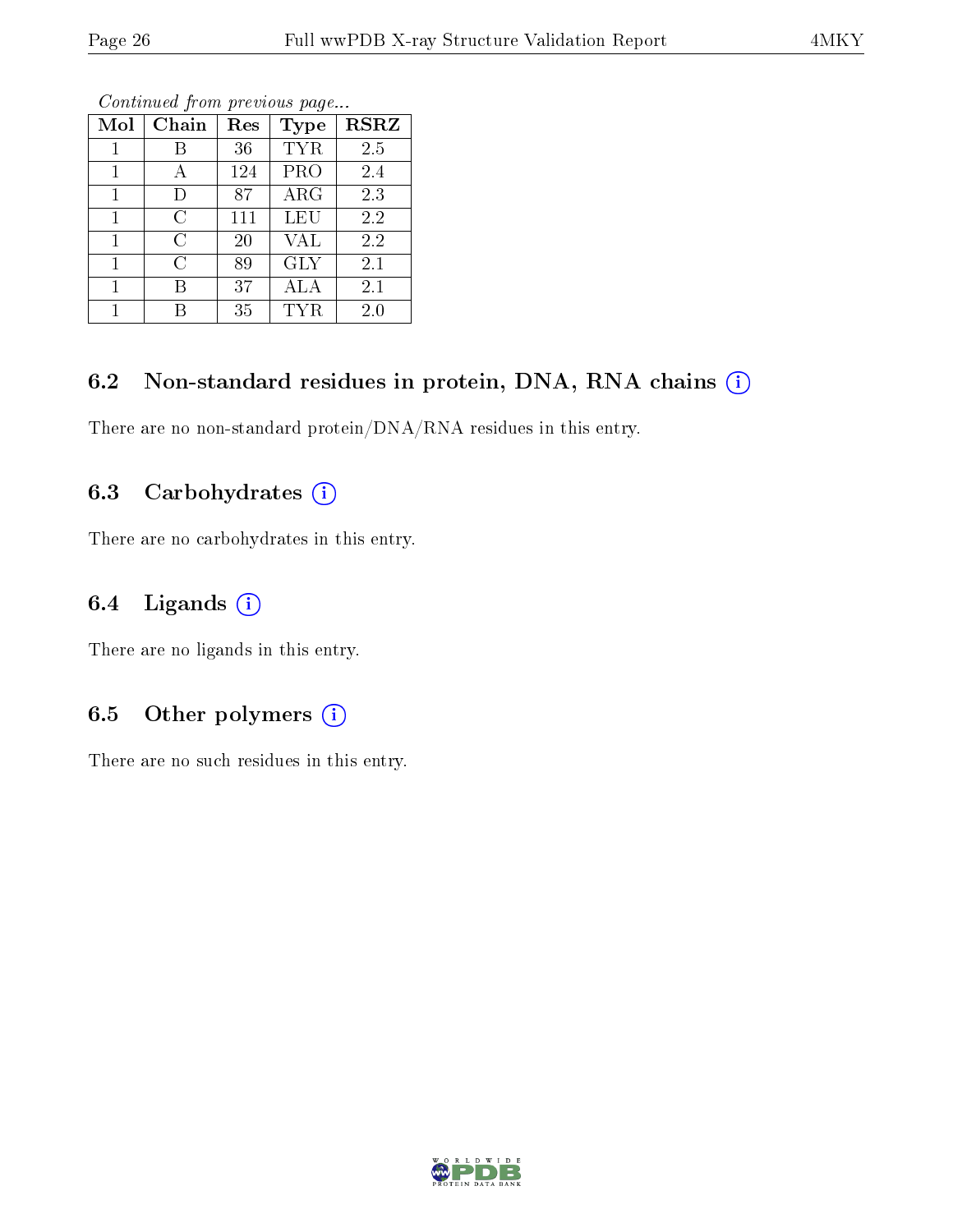*Continued from previous page...*

| Mol | Chain | Res | Type | RSRZ |
|---|---|---|---|---|
| 1 | B | 36 | TYR | 2.5 |
| 1 | A | 124 | PRO | 2.4 |
| 1 | D | 87 | ARG | 2.3 |
| 1 | C | 111 | LEU | 2.2 |
| 1 | C | 20 | VAL | 2.2 |
| 1 | C | 89 | GLY | 2.1 |
| 1 | B | 37 | ALA | 2.1 |
| 1 | B | 35 | TYR | 2.0 |

### 6.2 Non-standard residues in protein, DNA, RNA chains

There are no non-standard protein/DNA/RNA residues in this entry.

### 6.3 Carbohydrates

There are no carbohydrates in this entry.

### 6.4 Ligands

There are no ligands in this entry.

### 6.5 Other polymers

There are no such residues in this entry.